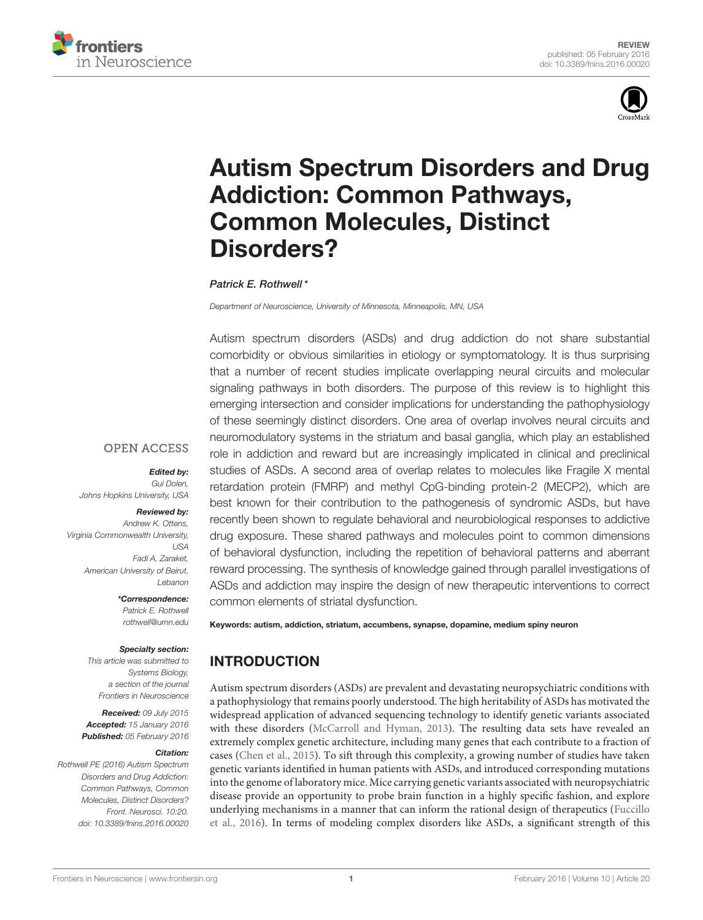REVIEW
published: 05 February 2016
doi: 10.3389/fnins.2016.00020

# Autism Spectrum Disorders and Drug Addiction: Common Pathways, Common Molecules, Distinct Disorders?

*Patrick E. Rothwell\**

*Department of Neuroscience, University of Minnesota, Minneapolis, MN, USA*

Autism spectrum disorders (ASDs) and drug addiction do not share substantial comorbidity or obvious similarities in etiology or symptomatology. It is thus surprising that a number of recent studies implicate overlapping neural circuits and molecular signaling pathways in both disorders. The purpose of this review is to highlight this emerging intersection and consider implications for understanding the pathophysiology of these seemingly distinct disorders. One area of overlap involves neural circuits and neuromodulatory systems in the striatum and basal ganglia, which play an established role in addiction and reward but are increasingly implicated in clinical and preclinical studies of ASDs. A second area of overlap relates to molecules like Fragile X mental retardation protein (FMRP) and methyl CpG-binding protein-2 (MECP2), which are best known for their contribution to the pathogenesis of syndromic ASDs, but have recently been shown to regulate behavioral and neurobiological responses to addictive drug exposure. These shared pathways and molecules point to common dimensions of behavioral dysfunction, including the repetition of behavioral patterns and aberrant reward processing. The synthesis of knowledge gained through parallel investigations of ASDs and addiction may inspire the design of new therapeutic interventions to correct common elements of striatal dysfunction.

**Keywords: autism, addiction, striatum, accumbens, synapse, dopamine, medium spiny neuron**

OPEN ACCESS

***Edited by:***
*Gul Dolen,*
*Johns Hopkins University, USA*

***Reviewed by:***
*Andrew K. Ottens,*
*Virginia Commonwealth University, USA*
*Fadi A. Zaraket,*
*American University of Beirut, Lebanon*

***\*Correspondence:***
*Patrick E. Rothwell*
*rothwell@umn.edu*

***Specialty section:***
*This article was submitted to Systems Biology, a section of the journal Frontiers in Neuroscience*

***Received:*** *09 July 2015*
***Accepted:*** *15 January 2016*
***Published:*** *05 February 2016*

***Citation:***
*Rothwell PE (2016) Autism Spectrum Disorders and Drug Addiction: Common Pathways, Common Molecules, Distinct Disorders? Front. Neurosci. 10:20. doi: 10.3389/fnins.2016.00020*

## INTRODUCTION

Autism spectrum disorders (ASDs) are prevalent and devastating neuropsychiatric conditions with a pathophysiology that remains poorly understood. The high heritability of ASDs has motivated the widespread application of advanced sequencing technology to identify genetic variants associated with these disorders (McCarroll and Hyman, 2013). The resulting data sets have revealed an extremely complex genetic architecture, including many genes that each contribute to a fraction of cases (Chen et al., 2015). To sift through this complexity, a growing number of studies have taken genetic variants identified in human patients with ASDs, and introduced corresponding mutations into the genome of laboratory mice. Mice carrying genetic variants associated with neuropsychiatric disease provide an opportunity to probe brain function in a highly specific fashion, and explore underlying mechanisms in a manner that can inform the rational design of therapeutics (Fuccillo et al., 2016). In terms of modeling complex disorders like ASDs, a significant strength of this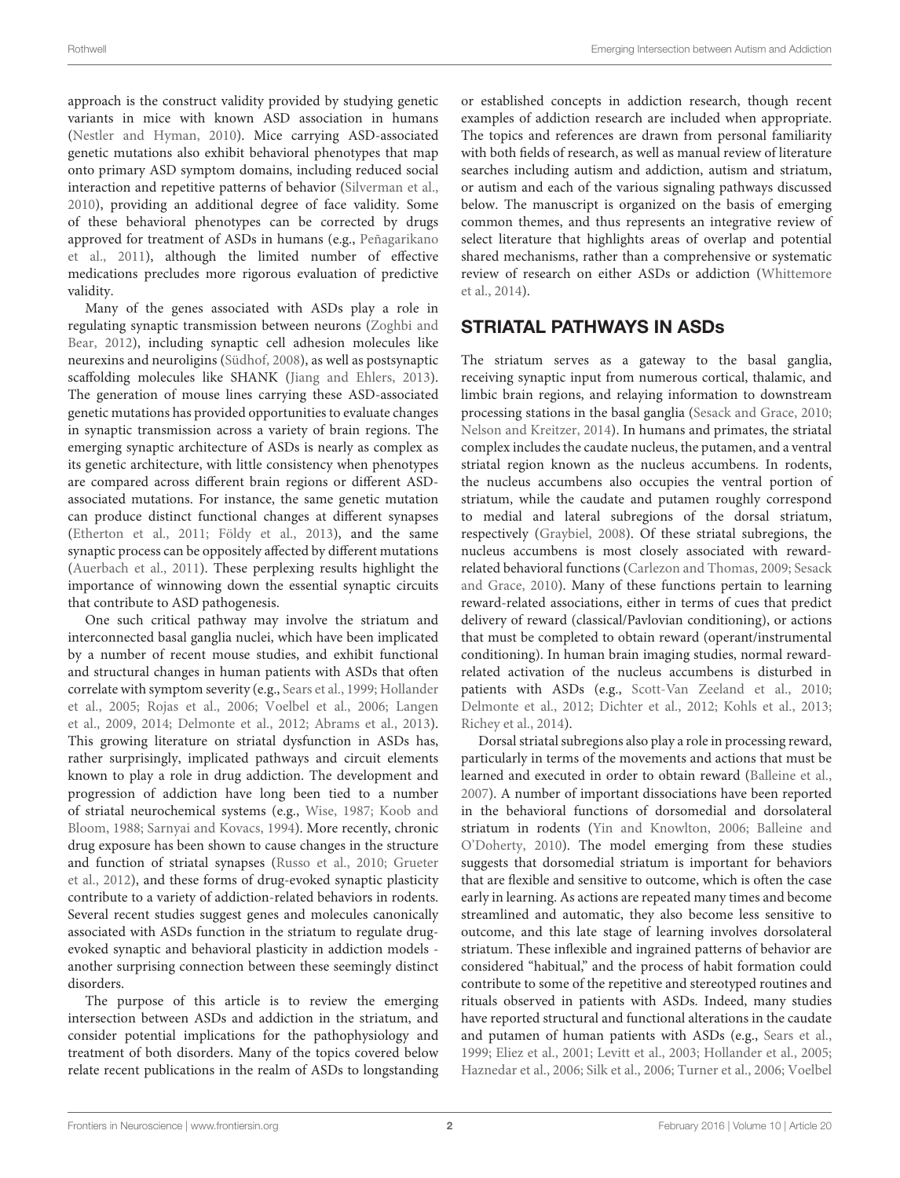approach is the construct validity provided by studying genetic variants in mice with known ASD association in humans (Nestler and Hyman, 2010). Mice carrying ASD-associated genetic mutations also exhibit behavioral phenotypes that map onto primary ASD symptom domains, including reduced social interaction and repetitive patterns of behavior (Silverman et al., 2010), providing an additional degree of face validity. Some of these behavioral phenotypes can be corrected by drugs approved for treatment of ASDs in humans (e.g., Peñagarikano et al., 2011), although the limited number of effective medications precludes more rigorous evaluation of predictive validity.

Many of the genes associated with ASDs play a role in regulating synaptic transmission between neurons (Zoghbi and Bear, 2012), including synaptic cell adhesion molecules like neurexins and neuroligins (Südhof, 2008), as well as postsynaptic scaffolding molecules like SHANK (Jiang and Ehlers, 2013). The generation of mouse lines carrying these ASD-associated genetic mutations has provided opportunities to evaluate changes in synaptic transmission across a variety of brain regions. The emerging synaptic architecture of ASDs is nearly as complex as its genetic architecture, with little consistency when phenotypes are compared across different brain regions or different ASD-associated mutations. For instance, the same genetic mutation can produce distinct functional changes at different synapses (Etherton et al., 2011; Földy et al., 2013), and the same synaptic process can be oppositely affected by different mutations (Auerbach et al., 2011). These perplexing results highlight the importance of winnowing down the essential synaptic circuits that contribute to ASD pathogenesis.

One such critical pathway may involve the striatum and interconnected basal ganglia nuclei, which have been implicated by a number of recent mouse studies, and exhibit functional and structural changes in human patients with ASDs that often correlate with symptom severity (e.g., Sears et al., 1999; Hollander et al., 2005; Rojas et al., 2006; Voelbel et al., 2006; Langen et al., 2009, 2014; Delmonte et al., 2012; Abrams et al., 2013). This growing literature on striatal dysfunction in ASDs has, rather surprisingly, implicated pathways and circuit elements known to play a role in drug addiction. The development and progression of addiction have long been tied to a number of striatal neurochemical systems (e.g., Wise, 1987; Koob and Bloom, 1988; Sarnyai and Kovacs, 1994). More recently, chronic drug exposure has been shown to cause changes in the structure and function of striatal synapses (Russo et al., 2010; Grueter et al., 2012), and these forms of drug-evoked synaptic plasticity contribute to a variety of addiction-related behaviors in rodents. Several recent studies suggest genes and molecules canonically associated with ASDs function in the striatum to regulate drug-evoked synaptic and behavioral plasticity in addiction models - another surprising connection between these seemingly distinct disorders.

The purpose of this article is to review the emerging intersection between ASDs and addiction in the striatum, and consider potential implications for the pathophysiology and treatment of both disorders. Many of the topics covered below relate recent publications in the realm of ASDs to longstanding or established concepts in addiction research, though recent examples of addiction research are included when appropriate. The topics and references are drawn from personal familiarity with both fields of research, as well as manual review of literature searches including autism and addiction, autism and striatum, or autism and each of the various signaling pathways discussed below. The manuscript is organized on the basis of emerging common themes, and thus represents an integrative review of select literature that highlights areas of overlap and potential shared mechanisms, rather than a comprehensive or systematic review of research on either ASDs or addiction (Whittemore et al., 2014).

## STRIATAL PATHWAYS IN ASDs

The striatum serves as a gateway to the basal ganglia, receiving synaptic input from numerous cortical, thalamic, and limbic brain regions, and relaying information to downstream processing stations in the basal ganglia (Sesack and Grace, 2010; Nelson and Kreitzer, 2014). In humans and primates, the striatal complex includes the caudate nucleus, the putamen, and a ventral striatal region known as the nucleus accumbens. In rodents, the nucleus accumbens also occupies the ventral portion of striatum, while the caudate and putamen roughly correspond to medial and lateral subregions of the dorsal striatum, respectively (Graybiel, 2008). Of these striatal subregions, the nucleus accumbens is most closely associated with reward-related behavioral functions (Carlezon and Thomas, 2009; Sesack and Grace, 2010). Many of these functions pertain to learning reward-related associations, either in terms of cues that predict delivery of reward (classical/Pavlovian conditioning), or actions that must be completed to obtain reward (operant/instrumental conditioning). In human brain imaging studies, normal reward-related activation of the nucleus accumbens is disturbed in patients with ASDs (e.g., Scott-Van Zeeland et al., 2010; Delmonte et al., 2012; Dichter et al., 2012; Kohls et al., 2013; Richey et al., 2014).

Dorsal striatal subregions also play a role in processing reward, particularly in terms of the movements and actions that must be learned and executed in order to obtain reward (Balleine et al., 2007). A number of important dissociations have been reported in the behavioral functions of dorsomedial and dorsolateral striatum in rodents (Yin and Knowlton, 2006; Balleine and O'Doherty, 2010). The model emerging from these studies suggests that dorsomedial striatum is important for behaviors that are flexible and sensitive to outcome, which is often the case early in learning. As actions are repeated many times and become streamlined and automatic, they also become less sensitive to outcome, and this late stage of learning involves dorsolateral striatum. These inflexible and ingrained patterns of behavior are considered "habitual," and the process of habit formation could contribute to some of the repetitive and stereotyped routines and rituals observed in patients with ASDs. Indeed, many studies have reported structural and functional alterations in the caudate and putamen of human patients with ASDs (e.g., Sears et al., 1999; Eliez et al., 2001; Levitt et al., 2003; Hollander et al., 2005; Haznedar et al., 2006; Silk et al., 2006; Turner et al., 2006; Voelbel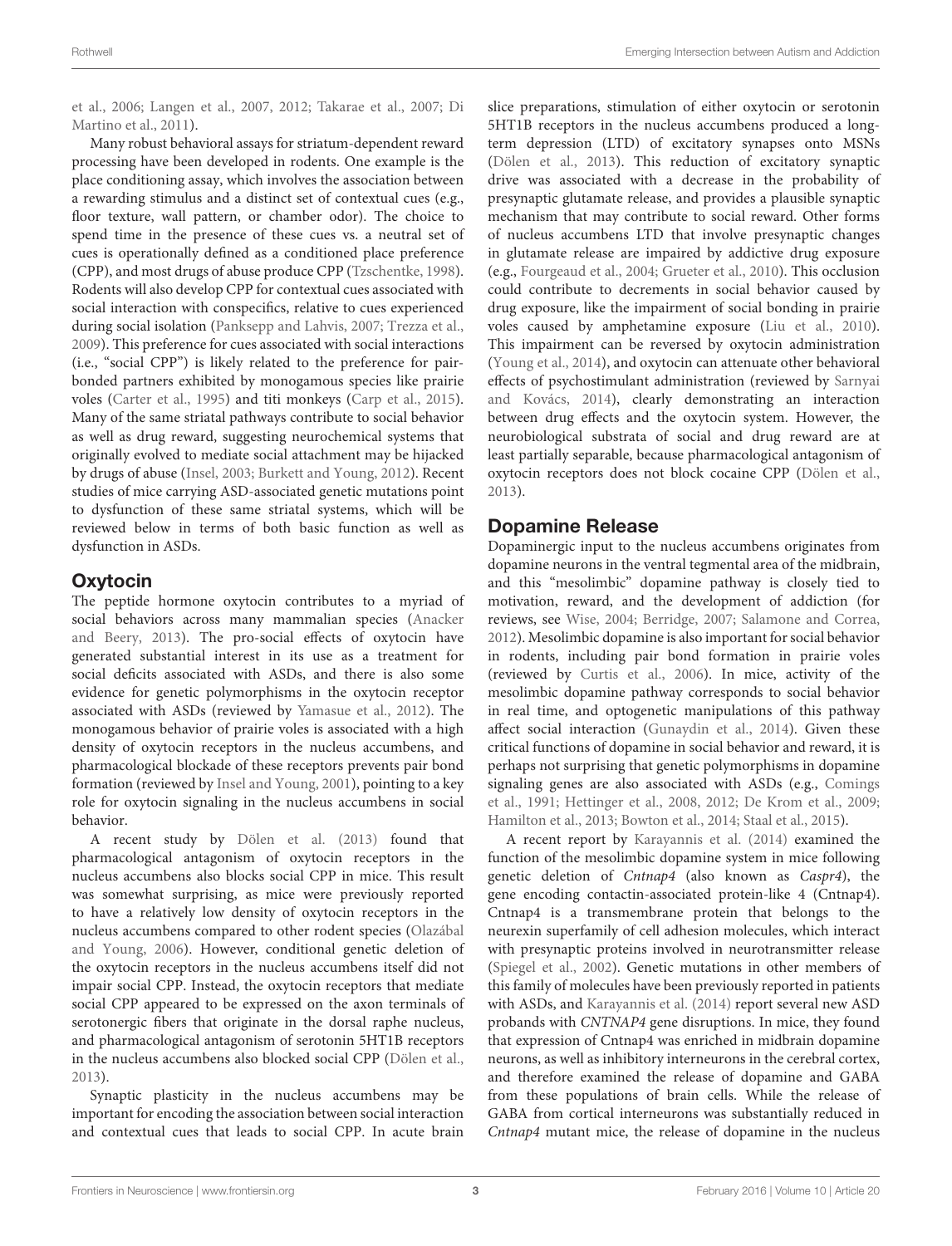et al., 2006; Langen et al., 2007, 2012; Takarae et al., 2007; Di Martino et al., 2011).

Many robust behavioral assays for striatum-dependent reward processing have been developed in rodents. One example is the place conditioning assay, which involves the association between a rewarding stimulus and a distinct set of contextual cues (e.g., floor texture, wall pattern, or chamber odor). The choice to spend time in the presence of these cues vs. a neutral set of cues is operationally defined as a conditioned place preference (CPP), and most drugs of abuse produce CPP (Tzschentke, 1998). Rodents will also develop CPP for contextual cues associated with social interaction with conspecifics, relative to cues experienced during social isolation (Panksepp and Lahvis, 2007; Trezza et al., 2009). This preference for cues associated with social interactions (i.e., "social CPP") is likely related to the preference for pair-bonded partners exhibited by monogamous species like prairie voles (Carter et al., 1995) and titi monkeys (Carp et al., 2015). Many of the same striatal pathways contribute to social behavior as well as drug reward, suggesting neurochemical systems that originally evolved to mediate social attachment may be hijacked by drugs of abuse (Insel, 2003; Burkett and Young, 2012). Recent studies of mice carrying ASD-associated genetic mutations point to dysfunction of these same striatal systems, which will be reviewed below in terms of both basic function as well as dysfunction in ASDs.

## Oxytocin

The peptide hormone oxytocin contributes to a myriad of social behaviors across many mammalian species (Anacker and Beery, 2013). The pro-social effects of oxytocin have generated substantial interest in its use as a treatment for social deficits associated with ASDs, and there is also some evidence for genetic polymorphisms in the oxytocin receptor associated with ASDs (reviewed by Yamasue et al., 2012). The monogamous behavior of prairie voles is associated with a high density of oxytocin receptors in the nucleus accumbens, and pharmacological blockade of these receptors prevents pair bond formation (reviewed by Insel and Young, 2001), pointing to a key role for oxytocin signaling in the nucleus accumbens in social behavior.

A recent study by Dölen et al. (2013) found that pharmacological antagonism of oxytocin receptors in the nucleus accumbens also blocks social CPP in mice. This result was somewhat surprising, as mice were previously reported to have a relatively low density of oxytocin receptors in the nucleus accumbens compared to other rodent species (Olazábal and Young, 2006). However, conditional genetic deletion of the oxytocin receptors in the nucleus accumbens itself did not impair social CPP. Instead, the oxytocin receptors that mediate social CPP appeared to be expressed on the axon terminals of serotonergic fibers that originate in the dorsal raphe nucleus, and pharmacological antagonism of serotonin 5HT1B receptors in the nucleus accumbens also blocked social CPP (Dölen et al., 2013).

Synaptic plasticity in the nucleus accumbens may be important for encoding the association between social interaction and contextual cues that leads to social CPP. In acute brain slice preparations, stimulation of either oxytocin or serotonin 5HT1B receptors in the nucleus accumbens produced a long-term depression (LTD) of excitatory synapses onto MSNs (Dölen et al., 2013). This reduction of excitatory synaptic drive was associated with a decrease in the probability of presynaptic glutamate release, and provides a plausible synaptic mechanism that may contribute to social reward. Other forms of nucleus accumbens LTD that involve presynaptic changes in glutamate release are impaired by addictive drug exposure (e.g., Fourgeaud et al., 2004; Grueter et al., 2010). This occlusion could contribute to decrements in social behavior caused by drug exposure, like the impairment of social bonding in prairie voles caused by amphetamine exposure (Liu et al., 2010). This impairment can be reversed by oxytocin administration (Young et al., 2014), and oxytocin can attenuate other behavioral effects of psychostimulant administration (reviewed by Sarnyai and Kovács, 2014), clearly demonstrating an interaction between drug effects and the oxytocin system. However, the neurobiological substrata of social and drug reward are at least partially separable, because pharmacological antagonism of oxytocin receptors does not block cocaine CPP (Dölen et al., 2013).

## Dopamine Release

Dopaminergic input to the nucleus accumbens originates from dopamine neurons in the ventral tegmental area of the midbrain, and this "mesolimbic" dopamine pathway is closely tied to motivation, reward, and the development of addiction (for reviews, see Wise, 2004; Berridge, 2007; Salamone and Correa, 2012). Mesolimbic dopamine is also important for social behavior in rodents, including pair bond formation in prairie voles (reviewed by Curtis et al., 2006). In mice, activity of the mesolimbic dopamine pathway corresponds to social behavior in real time, and optogenetic manipulations of this pathway affect social interaction (Gunaydin et al., 2014). Given these critical functions of dopamine in social behavior and reward, it is perhaps not surprising that genetic polymorphisms in dopamine signaling genes are also associated with ASDs (e.g., Comings et al., 1991; Hettinger et al., 2008, 2012; De Krom et al., 2009; Hamilton et al., 2013; Bowton et al., 2014; Staal et al., 2015).

A recent report by Karayannis et al. (2014) examined the function of the mesolimbic dopamine system in mice following genetic deletion of *Cntnap4* (also known as *Caspr4*), the gene encoding contactin-associated protein-like 4 (Cntnap4). Cntnap4 is a transmembrane protein that belongs to the neurexin superfamily of cell adhesion molecules, which interact with presynaptic proteins involved in neurotransmitter release (Spiegel et al., 2002). Genetic mutations in other members of this family of molecules have been previously reported in patients with ASDs, and Karayannis et al. (2014) report several new ASD probands with *CNTNAP4* gene disruptions. In mice, they found that expression of Cntnap4 was enriched in midbrain dopamine neurons, as well as inhibitory interneurons in the cerebral cortex, and therefore examined the release of dopamine and GABA from these populations of brain cells. While the release of GABA from cortical interneurons was substantially reduced in *Cntnap4* mutant mice, the release of dopamine in the nucleus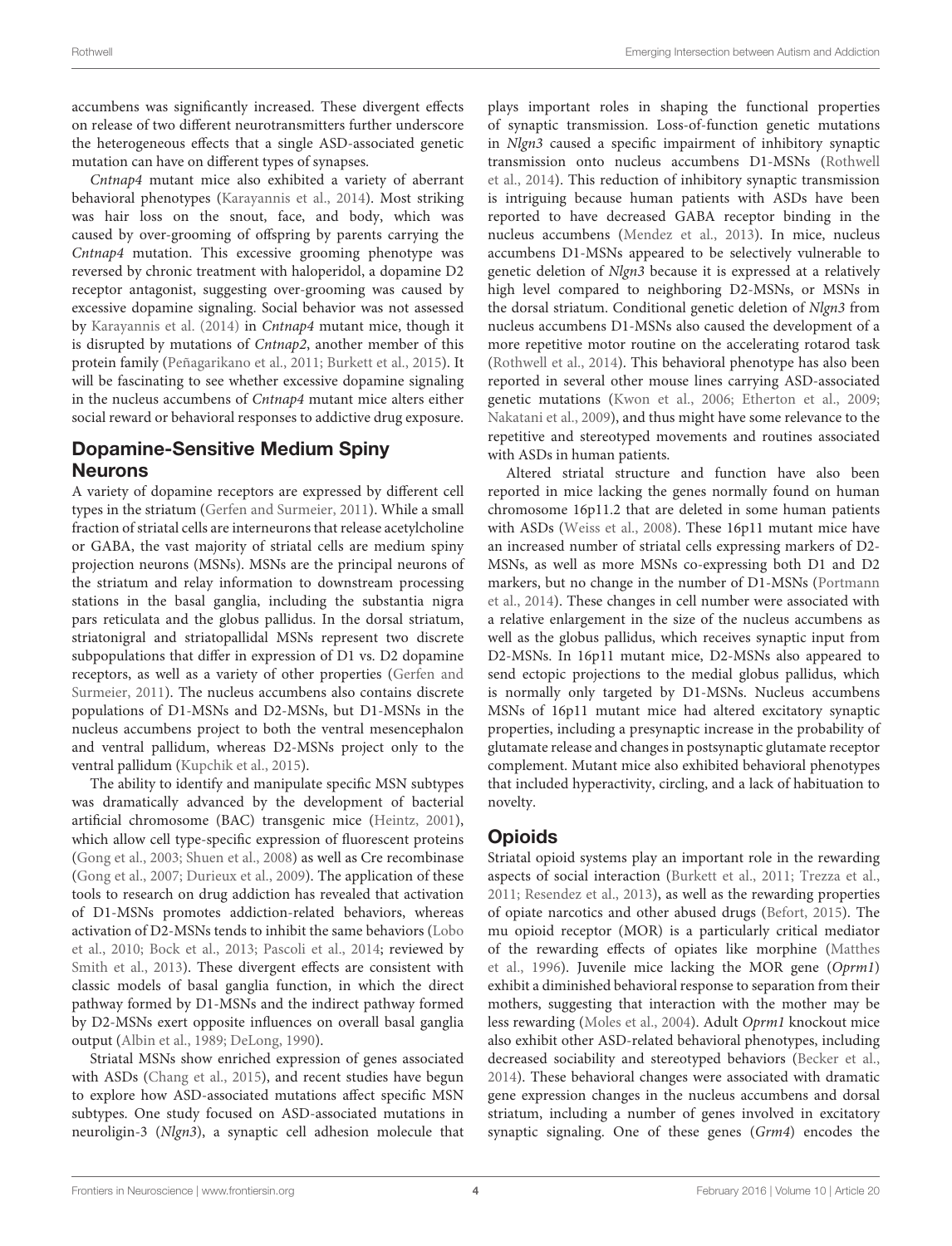accumbens was significantly increased. These divergent effects on release of two different neurotransmitters further underscore the heterogeneous effects that a single ASD-associated genetic mutation can have on different types of synapses.

*Cntnap4* mutant mice also exhibited a variety of aberrant behavioral phenotypes (Karayannis et al., 2014). Most striking was hair loss on the snout, face, and body, which was caused by over-grooming of offspring by parents carrying the *Cntnap4* mutation. This excessive grooming phenotype was reversed by chronic treatment with haloperidol, a dopamine D2 receptor antagonist, suggesting over-grooming was caused by excessive dopamine signaling. Social behavior was not assessed by Karayannis et al. (2014) in *Cntnap4* mutant mice, though it is disrupted by mutations of *Cntnap2*, another member of this protein family (Peñagarikano et al., 2011; Burkett et al., 2015). It will be fascinating to see whether excessive dopamine signaling in the nucleus accumbens of *Cntnap4* mutant mice alters either social reward or behavioral responses to addictive drug exposure.

## Dopamine-Sensitive Medium Spiny Neurons

A variety of dopamine receptors are expressed by different cell types in the striatum (Gerfen and Surmeier, 2011). While a small fraction of striatal cells are interneurons that release acetylcholine or GABA, the vast majority of striatal cells are medium spiny projection neurons (MSNs). MSNs are the principal neurons of the striatum and relay information to downstream processing stations in the basal ganglia, including the substantia nigra pars reticulata and the globus pallidus. In the dorsal striatum, striatonigral and striatopallidal MSNs represent two discrete subpopulations that differ in expression of D1 vs. D2 dopamine receptors, as well as a variety of other properties (Gerfen and Surmeier, 2011). The nucleus accumbens also contains discrete populations of D1-MSNs and D2-MSNs, but D1-MSNs in the nucleus accumbens project to both the ventral mesencephalon and ventral pallidum, whereas D2-MSNs project only to the ventral pallidum (Kupchik et al., 2015).

The ability to identify and manipulate specific MSN subtypes was dramatically advanced by the development of bacterial artificial chromosome (BAC) transgenic mice (Heintz, 2001), which allow cell type-specific expression of fluorescent proteins (Gong et al., 2003; Shuen et al., 2008) as well as Cre recombinase (Gong et al., 2007; Durieux et al., 2009). The application of these tools to research on drug addiction has revealed that activation of D1-MSNs promotes addiction-related behaviors, whereas activation of D2-MSNs tends to inhibit the same behaviors (Lobo et al., 2010; Bock et al., 2013; Pascoli et al., 2014; reviewed by Smith et al., 2013). These divergent effects are consistent with classic models of basal ganglia function, in which the direct pathway formed by D1-MSNs and the indirect pathway formed by D2-MSNs exert opposite influences on overall basal ganglia output (Albin et al., 1989; DeLong, 1990).

Striatal MSNs show enriched expression of genes associated with ASDs (Chang et al., 2015), and recent studies have begun to explore how ASD-associated mutations affect specific MSN subtypes. One study focused on ASD-associated mutations in neuroligin-3 (*Nlgn3*), a synaptic cell adhesion molecule that plays important roles in shaping the functional properties of synaptic transmission. Loss-of-function genetic mutations in *Nlgn3* caused a specific impairment of inhibitory synaptic transmission onto nucleus accumbens D1-MSNs (Rothwell et al., 2014). This reduction of inhibitory synaptic transmission is intriguing because human patients with ASDs have been reported to have decreased GABA receptor binding in the nucleus accumbens (Mendez et al., 2013). In mice, nucleus accumbens D1-MSNs appeared to be selectively vulnerable to genetic deletion of *Nlgn3* because it is expressed at a relatively high level compared to neighboring D2-MSNs, or MSNs in the dorsal striatum. Conditional genetic deletion of *Nlgn3* from nucleus accumbens D1-MSNs also caused the development of a more repetitive motor routine on the accelerating rotarod task (Rothwell et al., 2014). This behavioral phenotype has also been reported in several other mouse lines carrying ASD-associated genetic mutations (Kwon et al., 2006; Etherton et al., 2009; Nakatani et al., 2009), and thus might have some relevance to the repetitive and stereotyped movements and routines associated with ASDs in human patients.

Altered striatal structure and function have also been reported in mice lacking the genes normally found on human chromosome 16p11.2 that are deleted in some human patients with ASDs (Weiss et al., 2008). These 16p11 mutant mice have an increased number of striatal cells expressing markers of D2-MSNs, as well as more MSNs co-expressing both D1 and D2 markers, but no change in the number of D1-MSNs (Portmann et al., 2014). These changes in cell number were associated with a relative enlargement in the size of the nucleus accumbens as well as the globus pallidus, which receives synaptic input from D2-MSNs. In 16p11 mutant mice, D2-MSNs also appeared to send ectopic projections to the medial globus pallidus, which is normally only targeted by D1-MSNs. Nucleus accumbens MSNs of 16p11 mutant mice had altered excitatory synaptic properties, including a presynaptic increase in the probability of glutamate release and changes in postsynaptic glutamate receptor complement. Mutant mice also exhibited behavioral phenotypes that included hyperactivity, circling, and a lack of habituation to novelty.

## Opioids

Striatal opioid systems play an important role in the rewarding aspects of social interaction (Burkett et al., 2011; Trezza et al., 2011; Resendez et al., 2013), as well as the rewarding properties of opiate narcotics and other abused drugs (Befort, 2015). The mu opioid receptor (MOR) is a particularly critical mediator of the rewarding effects of opiates like morphine (Matthes et al., 1996). Juvenile mice lacking the MOR gene (*Oprm1*) exhibit a diminished behavioral response to separation from their mothers, suggesting that interaction with the mother may be less rewarding (Moles et al., 2004). Adult *Oprm1* knockout mice also exhibit other ASD-related behavioral phenotypes, including decreased sociability and stereotyped behaviors (Becker et al., 2014). These behavioral changes were associated with dramatic gene expression changes in the nucleus accumbens and dorsal striatum, including a number of genes involved in excitatory synaptic signaling. One of these genes (*Grm4*) encodes the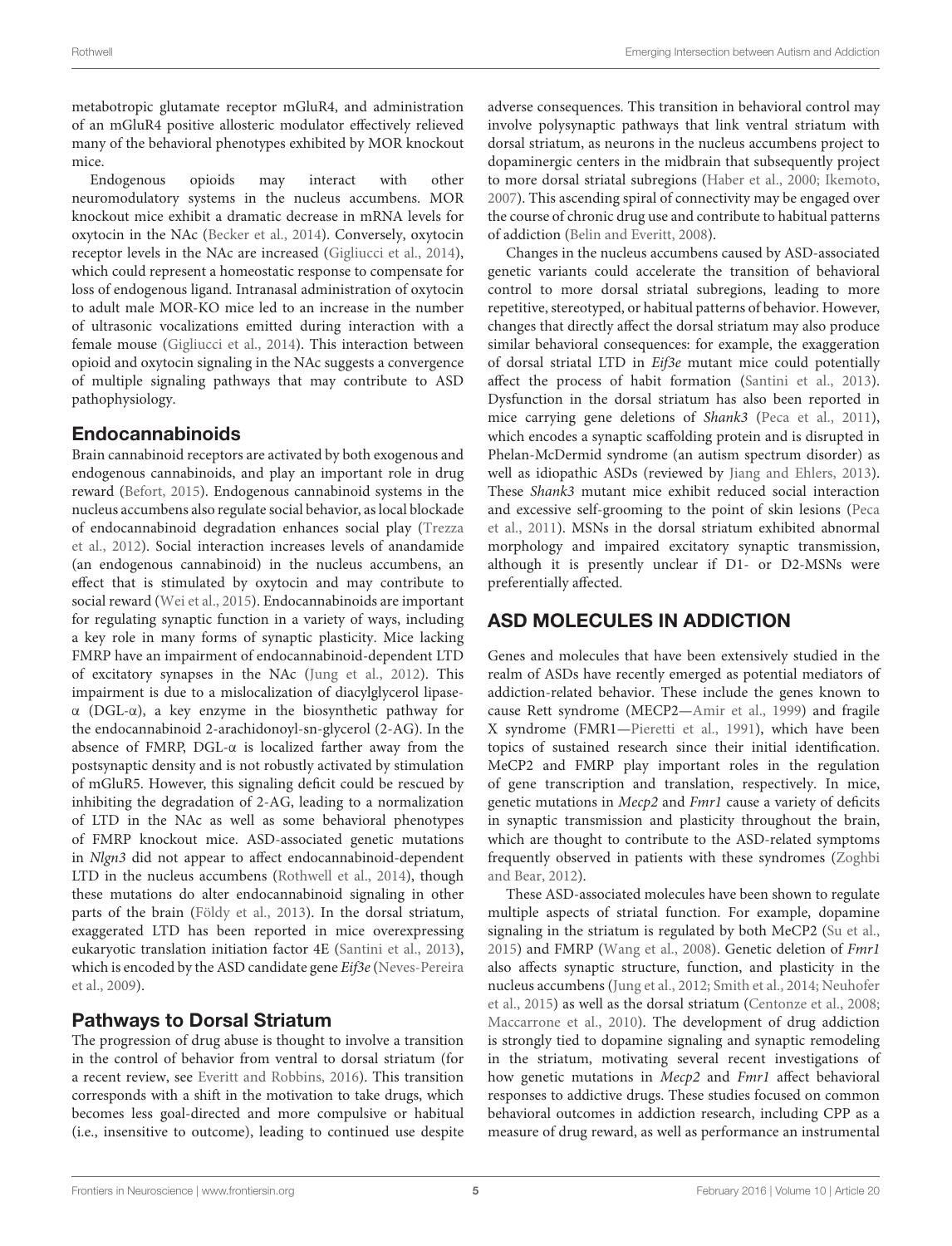metabotropic glutamate receptor mGluR4, and administration of an mGluR4 positive allosteric modulator effectively relieved many of the behavioral phenotypes exhibited by MOR knockout mice.

Endogenous opioids may interact with other neuromodulatory systems in the nucleus accumbens. MOR knockout mice exhibit a dramatic decrease in mRNA levels for oxytocin in the NAc (Becker et al., 2014). Conversely, oxytocin receptor levels in the NAc are increased (Gigliucci et al., 2014), which could represent a homeostatic response to compensate for loss of endogenous ligand. Intranasal administration of oxytocin to adult male MOR-KO mice led to an increase in the number of ultrasonic vocalizations emitted during interaction with a female mouse (Gigliucci et al., 2014). This interaction between opioid and oxytocin signaling in the NAc suggests a convergence of multiple signaling pathways that may contribute to ASD pathophysiology.

## Endocannabinoids

Brain cannabinoid receptors are activated by both exogenous and endogenous cannabinoids, and play an important role in drug reward (Befort, 2015). Endogenous cannabinoid systems in the nucleus accumbens also regulate social behavior, as local blockade of endocannabinoid degradation enhances social play (Trezza et al., 2012). Social interaction increases levels of anandamide (an endogenous cannabinoid) in the nucleus accumbens, an effect that is stimulated by oxytocin and may contribute to social reward (Wei et al., 2015). Endocannabinoids are important for regulating synaptic function in a variety of ways, including a key role in many forms of synaptic plasticity. Mice lacking FMRP have an impairment of endocannabinoid-dependent LTD of excitatory synapses in the NAc (Jung et al., 2012). This impairment is due to a mislocalization of diacylglycerol lipase-α (DGL-α), a key enzyme in the biosynthetic pathway for the endocannabinoid 2-arachidonoyl-sn-glycerol (2-AG). In the absence of FMRP, DGL-α is localized farther away from the postsynaptic density and is not robustly activated by stimulation of mGluR5. However, this signaling deficit could be rescued by inhibiting the degradation of 2-AG, leading to a normalization of LTD in the NAc as well as some behavioral phenotypes of FMRP knockout mice. ASD-associated genetic mutations in *Nlgn3* did not appear to affect endocannabinoid-dependent LTD in the nucleus accumbens (Rothwell et al., 2014), though these mutations do alter endocannabinoid signaling in other parts of the brain (Földy et al., 2013). In the dorsal striatum, exaggerated LTD has been reported in mice overexpressing eukaryotic translation initiation factor 4E (Santini et al., 2013), which is encoded by the ASD candidate gene *Eif3e* (Neves-Pereira et al., 2009).

## Pathways to Dorsal Striatum

The progression of drug abuse is thought to involve a transition in the control of behavior from ventral to dorsal striatum (for a recent review, see Everitt and Robbins, 2016). This transition corresponds with a shift in the motivation to take drugs, which becomes less goal-directed and more compulsive or habitual (i.e., insensitive to outcome), leading to continued use despite adverse consequences. This transition in behavioral control may involve polysynaptic pathways that link ventral striatum with dorsal striatum, as neurons in the nucleus accumbens project to dopaminergic centers in the midbrain that subsequently project to more dorsal striatal subregions (Haber et al., 2000; Ikemoto, 2007). This ascending spiral of connectivity may be engaged over the course of chronic drug use and contribute to habitual patterns of addiction (Belin and Everitt, 2008).

Changes in the nucleus accumbens caused by ASD-associated genetic variants could accelerate the transition of behavioral control to more dorsal striatal subregions, leading to more repetitive, stereotyped, or habitual patterns of behavior. However, changes that directly affect the dorsal striatum may also produce similar behavioral consequences: for example, the exaggeration of dorsal striatal LTD in *Eif3e* mutant mice could potentially affect the process of habit formation (Santini et al., 2013). Dysfunction in the dorsal striatum has also been reported in mice carrying gene deletions of *Shank3* (Peca et al., 2011), which encodes a synaptic scaffolding protein and is disrupted in Phelan-McDermid syndrome (an autism spectrum disorder) as well as idiopathic ASDs (reviewed by Jiang and Ehlers, 2013). These *Shank3* mutant mice exhibit reduced social interaction and excessive self-grooming to the point of skin lesions (Peca et al., 2011). MSNs in the dorsal striatum exhibited abnormal morphology and impaired excitatory synaptic transmission, although it is presently unclear if D1- or D2-MSNs were preferentially affected.

# ASD MOLECULES IN ADDICTION

Genes and molecules that have been extensively studied in the realm of ASDs have recently emerged as potential mediators of addiction-related behavior. These include the genes known to cause Rett syndrome (MECP2—Amir et al., 1999) and fragile X syndrome (FMR1—Pieretti et al., 1991), which have been topics of sustained research since their initial identification. MeCP2 and FMRP play important roles in the regulation of gene transcription and translation, respectively. In mice, genetic mutations in *Mecp2* and *Fmr1* cause a variety of deficits in synaptic transmission and plasticity throughout the brain, which are thought to contribute to the ASD-related symptoms frequently observed in patients with these syndromes (Zoghbi and Bear, 2012).

These ASD-associated molecules have been shown to regulate multiple aspects of striatal function. For example, dopamine signaling in the striatum is regulated by both MeCP2 (Su et al., 2015) and FMRP (Wang et al., 2008). Genetic deletion of *Fmr1* also affects synaptic structure, function, and plasticity in the nucleus accumbens (Jung et al., 2012; Smith et al., 2014; Neuhofer et al., 2015) as well as the dorsal striatum (Centonze et al., 2008; Maccarrone et al., 2010). The development of drug addiction is strongly tied to dopamine signaling and synaptic remodeling in the striatum, motivating several recent investigations of how genetic mutations in *Mecp2* and *Fmr1* affect behavioral responses to addictive drugs. These studies focused on common behavioral outcomes in addiction research, including CPP as a measure of drug reward, as well as performance an instrumental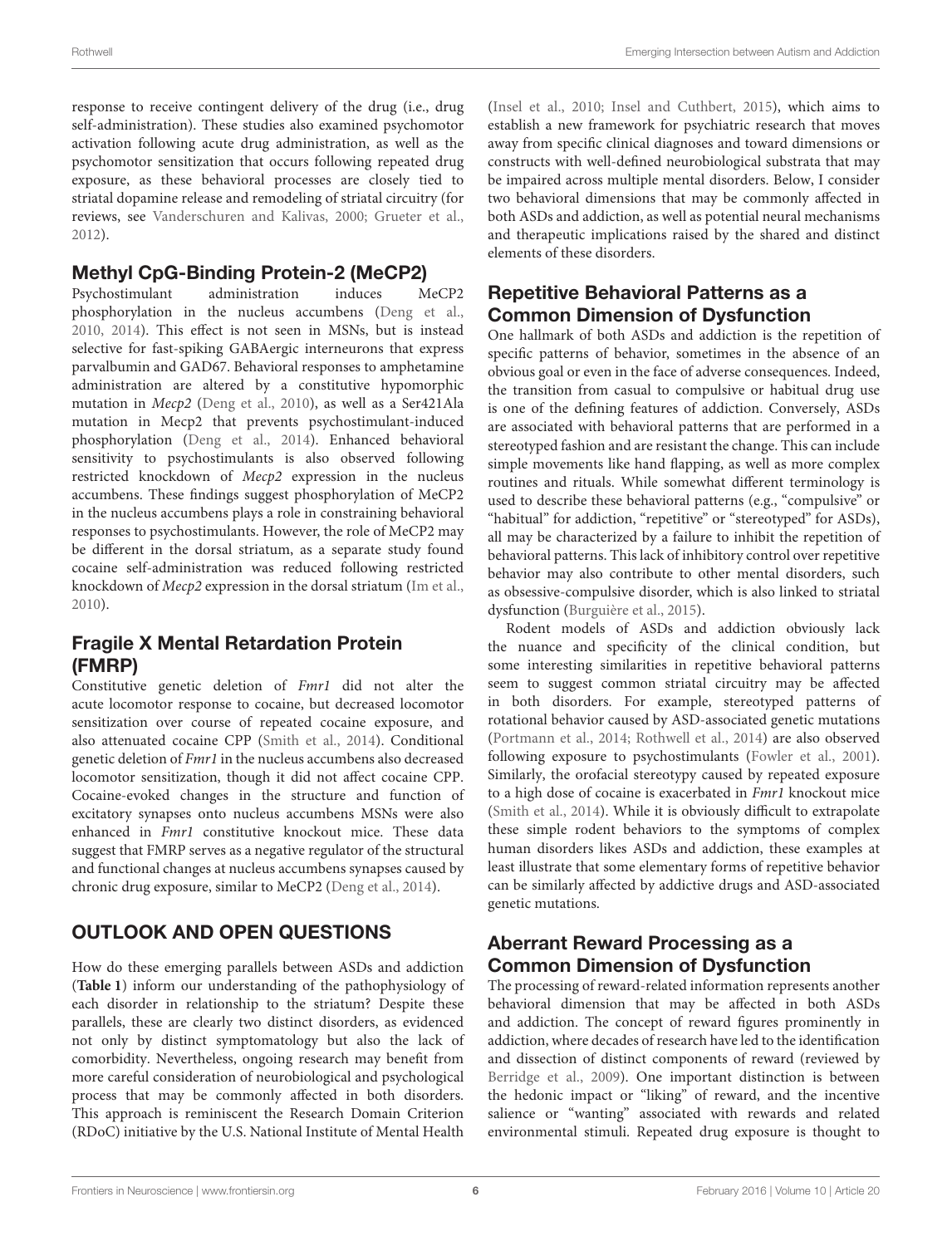response to receive contingent delivery of the drug (i.e., drug self-administration). These studies also examined psychomotor activation following acute drug administration, as well as the psychomotor sensitization that occurs following repeated drug exposure, as these behavioral processes are closely tied to striatal dopamine release and remodeling of striatal circuitry (for reviews, see Vanderschuren and Kalivas, 2000; Grueter et al., 2012).

### Methyl CpG-Binding Protein-2 (MeCP2)

Psychostimulant administration induces MeCP2 phosphorylation in the nucleus accumbens (Deng et al., 2010, 2014). This effect is not seen in MSNs, but is instead selective for fast-spiking GABAergic interneurons that express parvalbumin and GAD67. Behavioral responses to amphetamine administration are altered by a constitutive hypomorphic mutation in *Mecp2* (Deng et al., 2010), as well as a Ser421Ala mutation in Mecp2 that prevents psychostimulant-induced phosphorylation (Deng et al., 2014). Enhanced behavioral sensitivity to psychostimulants is also observed following restricted knockdown of *Mecp2* expression in the nucleus accumbens. These findings suggest phosphorylation of MeCP2 in the nucleus accumbens plays a role in constraining behavioral responses to psychostimulants. However, the role of MeCP2 may be different in the dorsal striatum, as a separate study found cocaine self-administration was reduced following restricted knockdown of *Mecp2* expression in the dorsal striatum (Im et al., 2010).

### Fragile X Mental Retardation Protein (FMRP)

Constitutive genetic deletion of *Fmr1* did not alter the acute locomotor response to cocaine, but decreased locomotor sensitization over course of repeated cocaine exposure, and also attenuated cocaine CPP (Smith et al., 2014). Conditional genetic deletion of *Fmr1* in the nucleus accumbens also decreased locomotor sensitization, though it did not affect cocaine CPP. Cocaine-evoked changes in the structure and function of excitatory synapses onto nucleus accumbens MSNs were also enhanced in *Fmr1* constitutive knockout mice. These data suggest that FMRP serves as a negative regulator of the structural and functional changes at nucleus accumbens synapses caused by chronic drug exposure, similar to MeCP2 (Deng et al., 2014).

## OUTLOOK AND OPEN QUESTIONS

How do these emerging parallels between ASDs and addiction (**Table 1**) inform our understanding of the pathophysiology of each disorder in relationship to the striatum? Despite these parallels, these are clearly two distinct disorders, as evidenced not only by distinct symptomatology but also the lack of comorbidity. Nevertheless, ongoing research may benefit from more careful consideration of neurobiological and psychological process that may be commonly affected in both disorders. This approach is reminiscent the Research Domain Criterion (RDoC) initiative by the U.S. National Institute of Mental Health (Insel et al., 2010; Insel and Cuthbert, 2015), which aims to establish a new framework for psychiatric research that moves away from specific clinical diagnoses and toward dimensions or constructs with well-defined neurobiological substrata that may be impaired across multiple mental disorders. Below, I consider two behavioral dimensions that may be commonly affected in both ASDs and addiction, as well as potential neural mechanisms and therapeutic implications raised by the shared and distinct elements of these disorders.

### Repetitive Behavioral Patterns as a Common Dimension of Dysfunction

One hallmark of both ASDs and addiction is the repetition of specific patterns of behavior, sometimes in the absence of an obvious goal or even in the face of adverse consequences. Indeed, the transition from casual to compulsive or habitual drug use is one of the defining features of addiction. Conversely, ASDs are associated with behavioral patterns that are performed in a stereotyped fashion and are resistant the change. This can include simple movements like hand flapping, as well as more complex routines and rituals. While somewhat different terminology is used to describe these behavioral patterns (e.g., "compulsive" or "habitual" for addiction, "repetitive" or "stereotyped" for ASDs), all may be characterized by a failure to inhibit the repetition of behavioral patterns. This lack of inhibitory control over repetitive behavior may also contribute to other mental disorders, such as obsessive-compulsive disorder, which is also linked to striatal dysfunction (Burguière et al., 2015).

Rodent models of ASDs and addiction obviously lack the nuance and specificity of the clinical condition, but some interesting similarities in repetitive behavioral patterns seem to suggest common striatal circuitry may be affected in both disorders. For example, stereotyped patterns of rotational behavior caused by ASD-associated genetic mutations (Portmann et al., 2014; Rothwell et al., 2014) are also observed following exposure to psychostimulants (Fowler et al., 2001). Similarly, the orofacial stereotypy caused by repeated exposure to a high dose of cocaine is exacerbated in *Fmr1* knockout mice (Smith et al., 2014). While it is obviously difficult to extrapolate these simple rodent behaviors to the symptoms of complex human disorders likes ASDs and addiction, these examples at least illustrate that some elementary forms of repetitive behavior can be similarly affected by addictive drugs and ASD-associated genetic mutations.

### Aberrant Reward Processing as a Common Dimension of Dysfunction

The processing of reward-related information represents another behavioral dimension that may be affected in both ASDs and addiction. The concept of reward figures prominently in addiction, where decades of research have led to the identification and dissection of distinct components of reward (reviewed by Berridge et al., 2009). One important distinction is between the hedonic impact or "liking" of reward, and the incentive salience or "wanting" associated with rewards and related environmental stimuli. Repeated drug exposure is thought to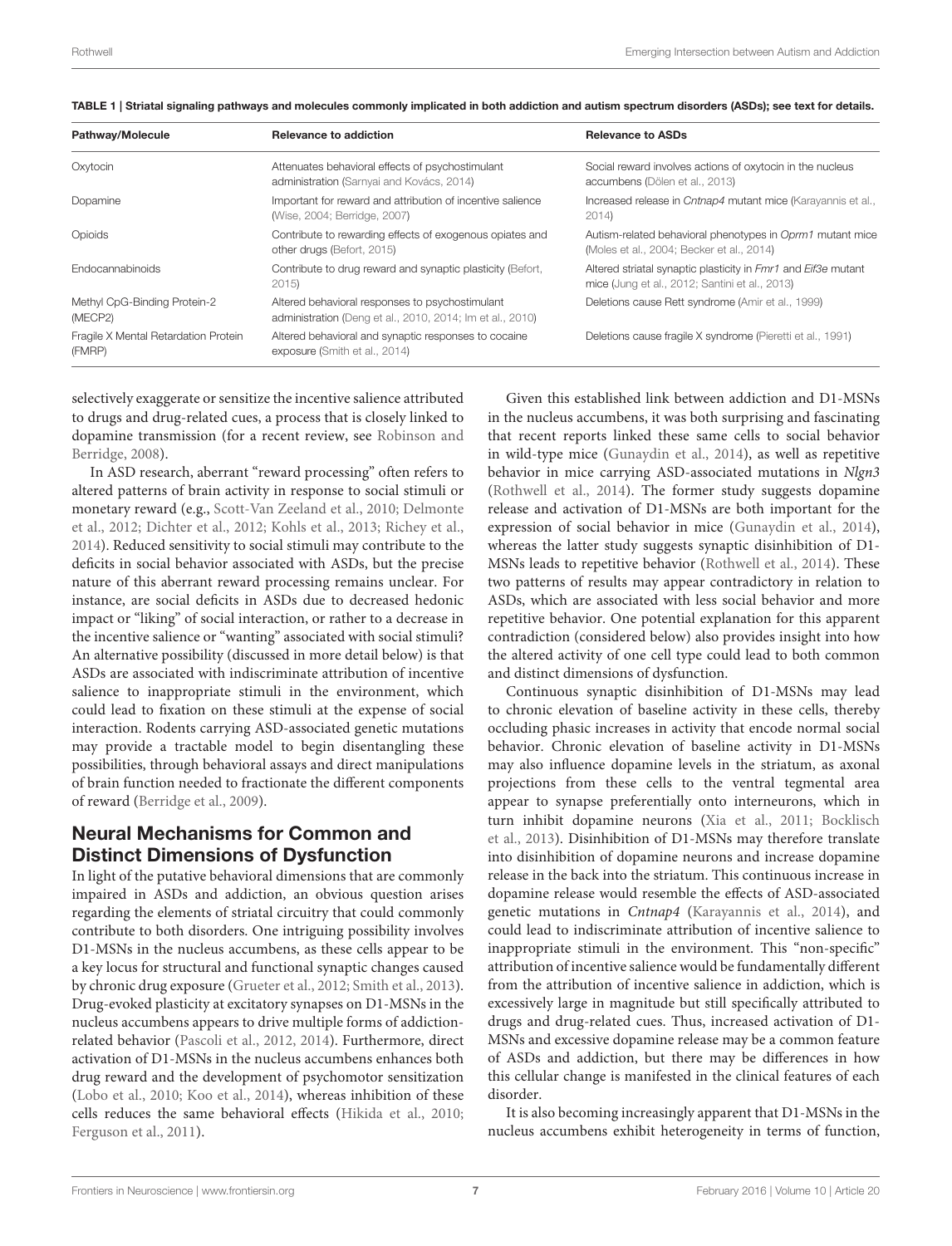**TABLE 1 | Striatal signaling pathways and molecules commonly implicated in both addiction and autism spectrum disorders (ASDs); see text for details.**

| Pathway/Molecule | Relevance to addiction | Relevance to ASDs |
|---|---|---|
| Oxytocin | Attenuates behavioral effects of psychostimulant administration (Sarnyai and Kovács, 2014) | Social reward involves actions of oxytocin in the nucleus accumbens (Dölen et al., 2013) |
| Dopamine | Important for reward and attribution of incentive salience (Wise, 2004; Berridge, 2007) | Increased release in *Cntnap4* mutant mice (Karayannis et al., 2014) |
| Opioids | Contribute to rewarding effects of exogenous opiates and other drugs (Befort, 2015) | Autism-related behavioral phenotypes in *Oprm1* mutant mice (Moles et al., 2004; Becker et al., 2014) |
| Endocannabinoids | Contribute to drug reward and synaptic plasticity (Befort, 2015) | Altered striatal synaptic plasticity in *Fmr1* and *Eif3e* mutant mice (Jung et al., 2012; Santini et al., 2013) |
| Methyl CpG-Binding Protein-2 (MECP2) | Altered behavioral responses to psychostimulant administration (Deng et al., 2010, 2014; Im et al., 2010) | Deletions cause Rett syndrome (Amir et al., 1999) |
| Fragile X Mental Retardation Protein (FMRP) | Altered behavioral and synaptic responses to cocaine exposure (Smith et al., 2014) | Deletions cause fragile X syndrome (Pieretti et al., 1991) |

selectively exaggerate or sensitize the incentive salience attributed to drugs and drug-related cues, a process that is closely linked to dopamine transmission (for a recent review, see Robinson and Berridge, 2008).

In ASD research, aberrant "reward processing" often refers to altered patterns of brain activity in response to social stimuli or monetary reward (e.g., Scott-Van Zeeland et al., 2010; Delmonte et al., 2012; Dichter et al., 2012; Kohls et al., 2013; Richey et al., 2014). Reduced sensitivity to social stimuli may contribute to the deficits in social behavior associated with ASDs, but the precise nature of this aberrant reward processing remains unclear. For instance, are social deficits in ASDs due to decreased hedonic impact or "liking" of social interaction, or rather to a decrease in the incentive salience or "wanting" associated with social stimuli? An alternative possibility (discussed in more detail below) is that ASDs are associated with indiscriminate attribution of incentive salience to inappropriate stimuli in the environment, which could lead to fixation on these stimuli at the expense of social interaction. Rodents carrying ASD-associated genetic mutations may provide a tractable model to begin disentangling these possibilities, through behavioral assays and direct manipulations of brain function needed to fractionate the different components of reward (Berridge et al., 2009).

## Neural Mechanisms for Common and Distinct Dimensions of Dysfunction

In light of the putative behavioral dimensions that are commonly impaired in ASDs and addiction, an obvious question arises regarding the elements of striatal circuitry that could commonly contribute to both disorders. One intriguing possibility involves D1-MSNs in the nucleus accumbens, as these cells appear to be a key locus for structural and functional synaptic changes caused by chronic drug exposure (Grueter et al., 2012; Smith et al., 2013). Drug-evoked plasticity at excitatory synapses on D1-MSNs in the nucleus accumbens appears to drive multiple forms of addiction-related behavior (Pascoli et al., 2012, 2014). Furthermore, direct activation of D1-MSNs in the nucleus accumbens enhances both drug reward and the development of psychomotor sensitization (Lobo et al., 2010; Koo et al., 2014), whereas inhibition of these cells reduces the same behavioral effects (Hikida et al., 2010; Ferguson et al., 2011).

Given this established link between addiction and D1-MSNs in the nucleus accumbens, it was both surprising and fascinating that recent reports linked these same cells to social behavior in wild-type mice (Gunaydin et al., 2014), as well as repetitive behavior in mice carrying ASD-associated mutations in *Nlgn3* (Rothwell et al., 2014). The former study suggests dopamine release and activation of D1-MSNs are both important for the expression of social behavior in mice (Gunaydin et al., 2014), whereas the latter study suggests synaptic disinhibition of D1-MSNs leads to repetitive behavior (Rothwell et al., 2014). These two patterns of results may appear contradictory in relation to ASDs, which are associated with less social behavior and more repetitive behavior. One potential explanation for this apparent contradiction (considered below) also provides insight into how the altered activity of one cell type could lead to both common and distinct dimensions of dysfunction.

Continuous synaptic disinhibition of D1-MSNs may lead to chronic elevation of baseline activity in these cells, thereby occluding phasic increases in activity that encode normal social behavior. Chronic elevation of baseline activity in D1-MSNs may also influence dopamine levels in the striatum, as axonal projections from these cells to the ventral tegmental area appear to synapse preferentially onto interneurons, which in turn inhibit dopamine neurons (Xia et al., 2011; Bocklisch et al., 2013). Disinhibition of D1-MSNs may therefore translate into disinhibition of dopamine neurons and increase dopamine release in the back into the striatum. This continuous increase in dopamine release would resemble the effects of ASD-associated genetic mutations in *Cntnap4* (Karayannis et al., 2014), and could lead to indiscriminate attribution of incentive salience to inappropriate stimuli in the environment. This "non-specific" attribution of incentive salience would be fundamentally different from the attribution of incentive salience in addiction, which is excessively large in magnitude but still specifically attributed to drugs and drug-related cues. Thus, increased activation of D1-MSNs and excessive dopamine release may be a common feature of ASDs and addiction, but there may be differences in how this cellular change is manifested in the clinical features of each disorder.

It is also becoming increasingly apparent that D1-MSNs in the nucleus accumbens exhibit heterogeneity in terms of function,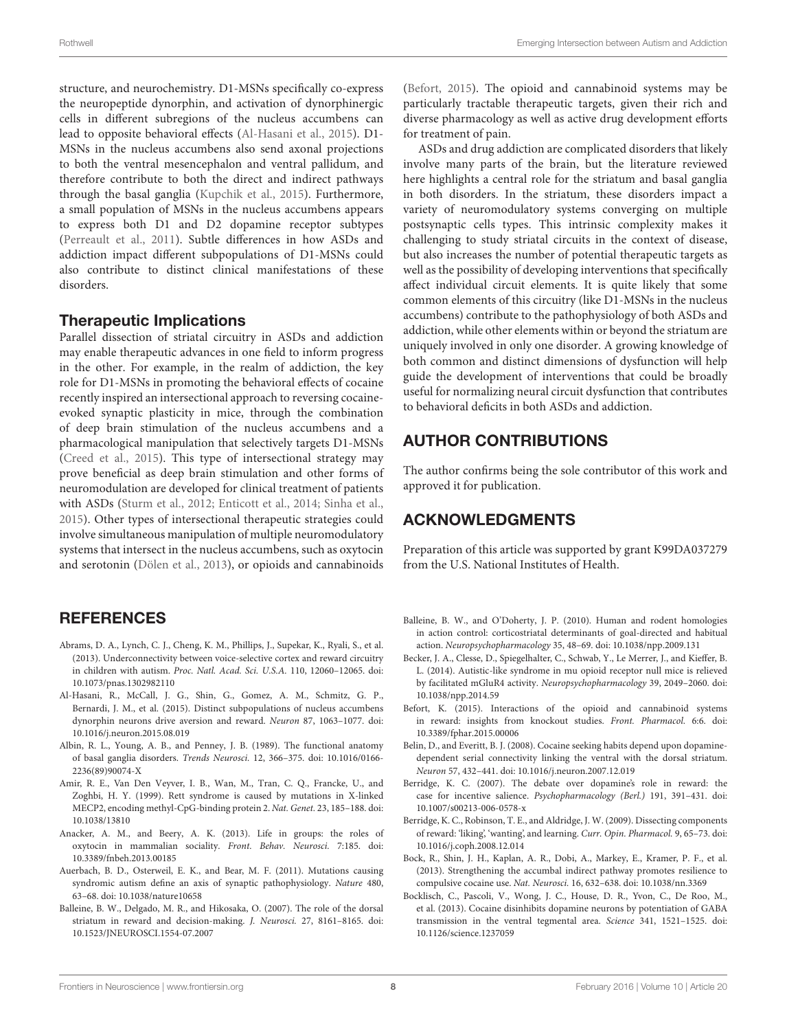structure, and neurochemistry. D1-MSNs specifically co-express the neuropeptide dynorphin, and activation of dynorphinergic cells in different subregions of the nucleus accumbens can lead to opposite behavioral effects (Al-Hasani et al., 2015). D1-MSNs in the nucleus accumbens also send axonal projections to both the ventral mesencephalon and ventral pallidum, and therefore contribute to both the direct and indirect pathways through the basal ganglia (Kupchik et al., 2015). Furthermore, a small population of MSNs in the nucleus accumbens appears to express both D1 and D2 dopamine receptor subtypes (Perreault et al., 2011). Subtle differences in how ASDs and addiction impact different subpopulations of D1-MSNs could also contribute to distinct clinical manifestations of these disorders.

## Therapeutic Implications

Parallel dissection of striatal circuitry in ASDs and addiction may enable therapeutic advances in one field to inform progress in the other. For example, in the realm of addiction, the key role for D1-MSNs in promoting the behavioral effects of cocaine recently inspired an intersectional approach to reversing cocaine-evoked synaptic plasticity in mice, through the combination of deep brain stimulation of the nucleus accumbens and a pharmacological manipulation that selectively targets D1-MSNs (Creed et al., 2015). This type of intersectional strategy may prove beneficial as deep brain stimulation and other forms of neuromodulation are developed for clinical treatment of patients with ASDs (Sturm et al., 2012; Enticott et al., 2014; Sinha et al., 2015). Other types of intersectional therapeutic strategies could involve simultaneous manipulation of multiple neuromodulatory systems that intersect in the nucleus accumbens, such as oxytocin and serotonin (Dölen et al., 2013), or opioids and cannabinoids (Befort, 2015). The opioid and cannabinoid systems may be particularly tractable therapeutic targets, given their rich and diverse pharmacology as well as active drug development efforts for treatment of pain.

ASDs and drug addiction are complicated disorders that likely involve many parts of the brain, but the literature reviewed here highlights a central role for the striatum and basal ganglia in both disorders. In the striatum, these disorders impact a variety of neuromodulatory systems converging on multiple postsynaptic cells types. This intrinsic complexity makes it challenging to study striatal circuits in the context of disease, but also increases the number of potential therapeutic targets as well as the possibility of developing interventions that specifically affect individual circuit elements. It is quite likely that some common elements of this circuitry (like D1-MSNs in the nucleus accumbens) contribute to the pathophysiology of both ASDs and addiction, while other elements within or beyond the striatum are uniquely involved in only one disorder. A growing knowledge of both common and distinct dimensions of dysfunction will help guide the development of interventions that could be broadly useful for normalizing neural circuit dysfunction that contributes to behavioral deficits in both ASDs and addiction.

## AUTHOR CONTRIBUTIONS

The author confirms being the sole contributor of this work and approved it for publication.

## ACKNOWLEDGMENTS

Preparation of this article was supported by grant K99DA037279 from the U.S. National Institutes of Health.

## REFERENCES

Abrams, D. A., Lynch, C. J., Cheng, K. M., Phillips, J., Supekar, K., Ryali, S., et al. (2013). Underconnectivity between voice-selective cortex and reward circuitry in children with autism. *Proc. Natl. Acad. Sci. U.S.A.* 110, 12060–12065. doi: 10.1073/pnas.1302982110

Al-Hasani, R., McCall, J. G., Shin, G., Gomez, A. M., Schmitz, G. P., Bernardi, J. M., et al. (2015). Distinct subpopulations of nucleus accumbens dynorphin neurons drive aversion and reward. *Neuron* 87, 1063–1077. doi: 10.1016/j.neuron.2015.08.019

Albin, R. L., Young, A. B., and Penney, J. B. (1989). The functional anatomy of basal ganglia disorders. *Trends Neurosci.* 12, 366–375. doi: 10.1016/0166-2236(89)90074-X

Amir, R. E., Van Den Veyver, I. B., Wan, M., Tran, C. Q., Francke, U., and Zoghbi, H. Y. (1999). Rett syndrome is caused by mutations in X-linked MECP2, encoding methyl-CpG-binding protein 2. *Nat. Genet.* 23, 185–188. doi: 10.1038/13810

Anacker, A. M., and Beery, A. K. (2013). Life in groups: the roles of oxytocin in mammalian sociality. *Front. Behav. Neurosci.* 7:185. doi: 10.3389/fnbeh.2013.00185

Auerbach, B. D., Osterweil, E. K., and Bear, M. F. (2011). Mutations causing syndromic autism define an axis of synaptic pathophysiology. *Nature* 480, 63–68. doi: 10.1038/nature10658

Balleine, B. W., Delgado, M. R., and Hikosaka, O. (2007). The role of the dorsal striatum in reward and decision-making. *J. Neurosci.* 27, 8161–8165. doi: 10.1523/JNEUROSCI.1554-07.2007

Balleine, B. W., and O'Doherty, J. P. (2010). Human and rodent homologies in action control: corticostriatal determinants of goal-directed and habitual action. *Neuropsychopharmacology* 35, 48–69. doi: 10.1038/npp.2009.131

Becker, J. A., Clesse, D., Spiegelhalter, C., Schwab, Y., Le Merrer, J., and Kieffer, B. L. (2014). Autistic-like syndrome in mu opioid receptor null mice is relieved by facilitated mGluR4 activity. *Neuropsychopharmacology* 39, 2049–2060. doi: 10.1038/npp.2014.59

Befort, K. (2015). Interactions of the opioid and cannabinoid systems in reward: insights from knockout studies. *Front. Pharmacol.* 6:6. doi: 10.3389/fphar.2015.00006

Belin, D., and Everitt, B. J. (2008). Cocaine seeking habits depend upon dopamine-dependent serial connectivity linking the ventral with the dorsal striatum. *Neuron* 57, 432–441. doi: 10.1016/j.neuron.2007.12.019

Berridge, K. C. (2007). The debate over dopamine's role in reward: the case for incentive salience. *Psychopharmacology (Berl.)* 191, 391–431. doi: 10.1007/s00213-006-0578-x

Berridge, K. C., Robinson, T. E., and Aldridge, J. W. (2009). Dissecting components of reward: 'liking', 'wanting', and learning. *Curr. Opin. Pharmacol.* 9, 65–73. doi: 10.1016/j.coph.2008.12.014

Bock, R., Shin, J. H., Kaplan, A. R., Dobi, A., Markey, E., Kramer, P. F., et al. (2013). Strengthening the accumbal indirect pathway promotes resilience to compulsive cocaine use. *Nat. Neurosci.* 16, 632–638. doi: 10.1038/nn.3369

Bocklisch, C., Pascoli, V., Wong, J. C., House, D. R., Yvon, C., De Roo, M., et al. (2013). Cocaine disinhibits dopamine neurons by potentiation of GABA transmission in the ventral tegmental area. *Science* 341, 1521–1525. doi: 10.1126/science.1237059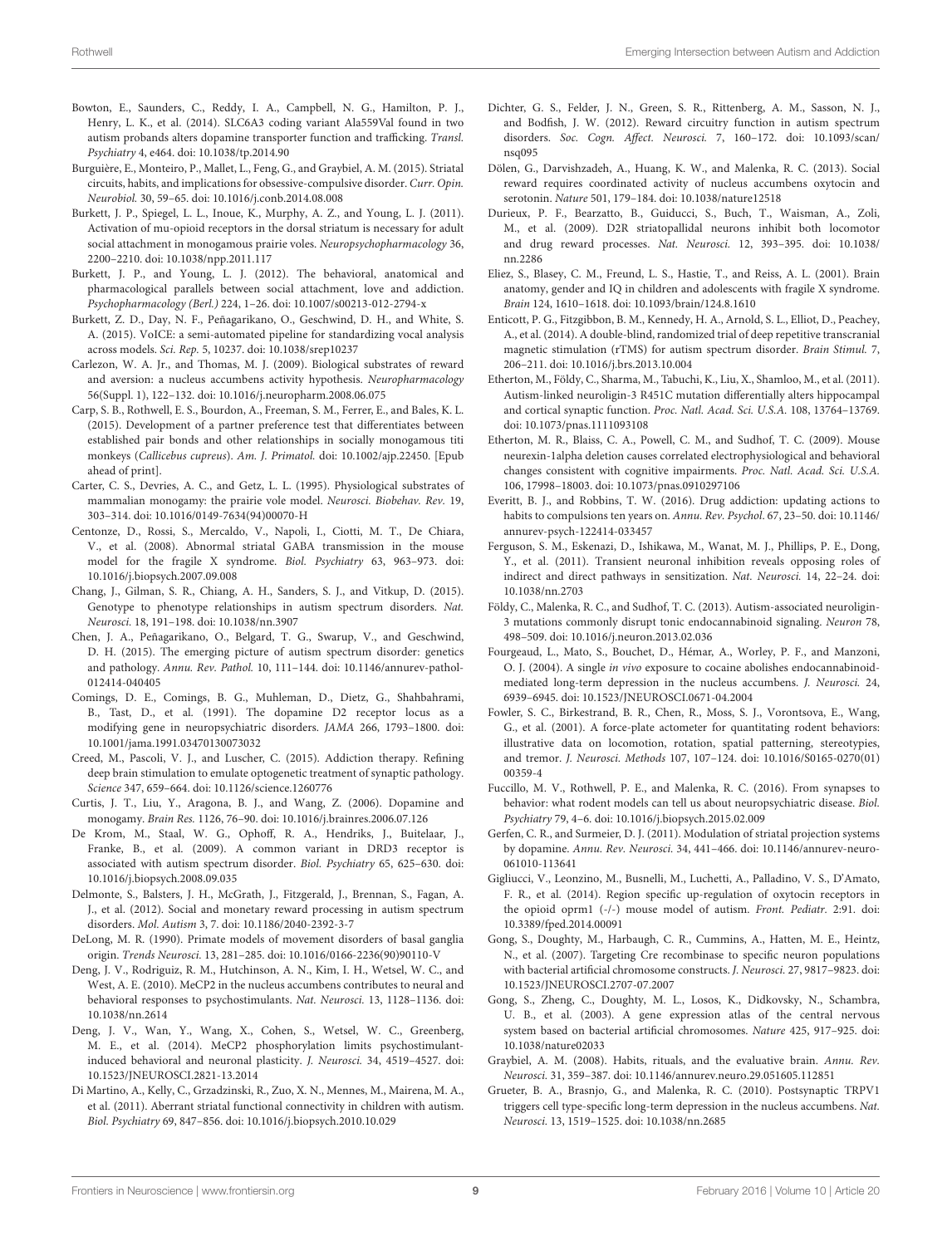Bowton, E., Saunders, C., Reddy, I. A., Campbell, N. G., Hamilton, P. J., Henry, L. K., et al. (2014). SLC6A3 coding variant Ala559Val found in two autism probands alters dopamine transporter function and trafficking. *Transl. Psychiatry* 4, e464. doi: 10.1038/tp.2014.90

Burguière, E., Monteiro, P., Mallet, L., Feng, G., and Graybiel, A. M. (2015). Striatal circuits, habits, and implications for obsessive-compulsive disorder. *Curr. Opin. Neurobiol.* 30, 59–65. doi: 10.1016/j.conb.2014.08.008

Burkett, J. P., Spiegel, L. L., Inoue, K., Murphy, A. Z., and Young, L. J. (2011). Activation of mu-opioid receptors in the dorsal striatum is necessary for adult social attachment in monogamous prairie voles. *Neuropsychopharmacology* 36, 2200–2210. doi: 10.1038/npp.2011.117

Burkett, J. P., and Young, L. J. (2012). The behavioral, anatomical and pharmacological parallels between social attachment, love and addiction. *Psychopharmacology (Berl.)* 224, 1–26. doi: 10.1007/s00213-012-2794-x

Burkett, Z. D., Day, N. F., Peñagarikano, O., Geschwind, D. H., and White, S. A. (2015). VoICE: a semi-automated pipeline for standardizing vocal analysis across models. *Sci. Rep.* 5, 10237. doi: 10.1038/srep10237

Carlezon, W. A. Jr., and Thomas, M. J. (2009). Biological substrates of reward and aversion: a nucleus accumbens activity hypothesis. *Neuropharmacology* 56(Suppl. 1), 122–132. doi: 10.1016/j.neuropharm.2008.06.075

Carp, S. B., Rothwell, E. S., Bourdon, A., Freeman, S. M., Ferrer, E., and Bales, K. L. (2015). Development of a partner preference test that differentiates between established pair bonds and other relationships in socially monogamous titi monkeys (*Callicebus cupreus*). *Am. J. Primatol.* doi: 10.1002/ajp.22450. [Epub ahead of print].

Carter, C. S., Devries, A. C., and Getz, L. L. (1995). Physiological substrates of mammalian monogamy: the prairie vole model. *Neurosci. Biobehav. Rev.* 19, 303–314. doi: 10.1016/0149-7634(94)00070-H

Centonze, D., Rossi, S., Mercaldo, V., Napoli, I., Ciotti, M. T., De Chiara, V., et al. (2008). Abnormal striatal GABA transmission in the mouse model for the fragile X syndrome. *Biol. Psychiatry* 63, 963–973. doi: 10.1016/j.biopsych.2007.09.008

Chang, J., Gilman, S. R., Chiang, A. H., Sanders, S. J., and Vitkup, D. (2015). Genotype to phenotype relationships in autism spectrum disorders. *Nat. Neurosci.* 18, 191–198. doi: 10.1038/nn.3907

Chen, J. A., Peñagarikano, O., Belgard, T. G., Swarup, V., and Geschwind, D. H. (2015). The emerging picture of autism spectrum disorder: genetics and pathology. *Annu. Rev. Pathol.* 10, 111–144. doi: 10.1146/annurev-pathol-012414-040405

Comings, D. E., Comings, B. G., Muhleman, D., Dietz, G., Shahbahrami, B., Tast, D., et al. (1991). The dopamine D2 receptor locus as a modifying gene in neuropsychiatric disorders. *JAMA* 266, 1793–1800. doi: 10.1001/jama.1991.03470130073032

Creed, M., Pascoli, V. J., and Luscher, C. (2015). Addiction therapy. Refining deep brain stimulation to emulate optogenetic treatment of synaptic pathology. *Science* 347, 659–664. doi: 10.1126/science.1260776

Curtis, J. T., Liu, Y., Aragona, B. J., and Wang, Z. (2006). Dopamine and monogamy. *Brain Res.* 1126, 76–90. doi: 10.1016/j.brainres.2006.07.126

De Krom, M., Staal, W. G., Ophoff, R. A., Hendriks, J., Buitelaar, J., Franke, B., et al. (2009). A common variant in DRD3 receptor is associated with autism spectrum disorder. *Biol. Psychiatry* 65, 625–630. doi: 10.1016/j.biopsych.2008.09.035

Delmonte, S., Balsters, J. H., McGrath, J., Fitzgerald, J., Brennan, S., Fagan, A. J., et al. (2012). Social and monetary reward processing in autism spectrum disorders. *Mol. Autism* 3, 7. doi: 10.1186/2040-2392-3-7

DeLong, M. R. (1990). Primate models of movement disorders of basal ganglia origin. *Trends Neurosci.* 13, 281–285. doi: 10.1016/0166-2236(90)90110-V

Deng, J. V., Rodriguiz, R. M., Hutchinson, A. N., Kim, I. H., Wetsel, W. C., and West, A. E. (2010). MeCP2 in the nucleus accumbens contributes to neural and behavioral responses to psychostimulants. *Nat. Neurosci.* 13, 1128–1136. doi: 10.1038/nn.2614

Deng, J. V., Wan, Y., Wang, X., Cohen, S., Wetsel, W. C., Greenberg, M. E., et al. (2014). MeCP2 phosphorylation limits psychostimulant-induced behavioral and neuronal plasticity. *J. Neurosci.* 34, 4519–4527. doi: 10.1523/JNEUROSCI.2821-13.2014

Di Martino, A., Kelly, C., Grzadzinski, R., Zuo, X. N., Mennes, M., Mairena, M. A., et al. (2011). Aberrant striatal functional connectivity in children with autism. *Biol. Psychiatry* 69, 847–856. doi: 10.1016/j.biopsych.2010.10.029

Dichter, G. S., Felder, J. N., Green, S. R., Rittenberg, A. M., Sasson, N. J., and Bodfish, J. W. (2012). Reward circuitry function in autism spectrum disorders. *Soc. Cogn. Affect. Neurosci.* 7, 160–172. doi: 10.1093/scan/nsq095

Dölen, G., Darvishzadeh, A., Huang, K. W., and Malenka, R. C. (2013). Social reward requires coordinated activity of nucleus accumbens oxytocin and serotonin. *Nature* 501, 179–184. doi: 10.1038/nature12518

Durieux, P. F., Bearzatto, B., Guiducci, S., Buch, T., Waisman, A., Zoli, M., et al. (2009). D2R striatopallidal neurons inhibit both locomotor and drug reward processes. *Nat. Neurosci.* 12, 393–395. doi: 10.1038/nn.2286

Eliez, S., Blasey, C. M., Freund, L. S., Hastie, T., and Reiss, A. L. (2001). Brain anatomy, gender and IQ in children and adolescents with fragile X syndrome. *Brain* 124, 1610–1618. doi: 10.1093/brain/124.8.1610

Enticott, P. G., Fitzgibbon, B. M., Kennedy, H. A., Arnold, S. L., Elliot, D., Peachey, A., et al. (2014). A double-blind, randomized trial of deep repetitive transcranial magnetic stimulation (rTMS) for autism spectrum disorder. *Brain Stimul.* 7, 206–211. doi: 10.1016/j.brs.2013.10.004

Etherton, M., Földy, C., Sharma, M., Tabuchi, K., Liu, X., Shamloo, M., et al. (2011). Autism-linked neuroligin-3 R451C mutation differentially alters hippocampal and cortical synaptic function. *Proc. Natl. Acad. Sci. U.S.A.* 108, 13764–13769. doi: 10.1073/pnas.1111093108

Etherton, M. R., Blaiss, C. A., Powell, C. M., and Sudhof, T. C. (2009). Mouse neurexin-1alpha deletion causes correlated electrophysiological and behavioral changes consistent with cognitive impairments. *Proc. Natl. Acad. Sci. U.S.A.* 106, 17998–18003. doi: 10.1073/pnas.0910297106

Everitt, B. J., and Robbins, T. W. (2016). Drug addiction: updating actions to habits to compulsions ten years on. *Annu. Rev. Psychol.* 67, 23–50. doi: 10.1146/annurev-psych-122414-033457

Ferguson, S. M., Eskenazi, D., Ishikawa, M., Wanat, M. J., Phillips, P. E., Dong, Y., et al. (2011). Transient neuronal inhibition reveals opposing roles of indirect and direct pathways in sensitization. *Nat. Neurosci.* 14, 22–24. doi: 10.1038/nn.2703

Földy, C., Malenka, R. C., and Sudhof, T. C. (2013). Autism-associated neuroligin-3 mutations commonly disrupt tonic endocannabinoid signaling. *Neuron* 78, 498–509. doi: 10.1016/j.neuron.2013.02.036

Fourgeaud, L., Mato, S., Bouchet, D., Hémar, A., Worley, P. F., and Manzoni, O. J. (2004). A single *in vivo* exposure to cocaine abolishes endocannabinoid-mediated long-term depression in the nucleus accumbens. *J. Neurosci.* 24, 6939–6945. doi: 10.1523/JNEUROSCI.0671-04.2004

Fowler, S. C., Birkestrand, B. R., Chen, R., Moss, S. J., Vorontsova, E., Wang, G., et al. (2001). A force-plate actometer for quantitating rodent behaviors: illustrative data on locomotion, rotation, spatial patterning, stereotypies, and tremor. *J. Neurosci. Methods* 107, 107–124. doi: 10.1016/S0165-0270(01)00359-4

Fuccillo, M. V., Rothwell, P. E., and Malenka, R. C. (2016). From synapses to behavior: what rodent models can tell us about neuropsychiatric disease. *Biol. Psychiatry* 79, 4–6. doi: 10.1016/j.biopsych.2015.02.009

Gerfen, C. R., and Surmeier, D. J. (2011). Modulation of striatal projection systems by dopamine. *Annu. Rev. Neurosci.* 34, 441–466. doi: 10.1146/annurev-neuro-061010-113641

Gigliucci, V., Leonzino, M., Busnelli, M., Luchetti, A., Palladino, V. S., D'Amato, F. R., et al. (2014). Region specific up-regulation of oxytocin receptors in the opioid oprm1 (-/-) mouse model of autism. *Front. Pediatr.* 2:91. doi: 10.3389/fped.2014.00091

Gong, S., Doughty, M., Harbaugh, C. R., Cummins, A., Hatten, M. E., Heintz, N., et al. (2007). Targeting Cre recombinase to specific neuron populations with bacterial artificial chromosome constructs. *J. Neurosci.* 27, 9817–9823. doi: 10.1523/JNEUROSCI.2707-07.2007

Gong, S., Zheng, C., Doughty, M. L., Losos, K., Didkovsky, N., Schambra, U. B., et al. (2003). A gene expression atlas of the central nervous system based on bacterial artificial chromosomes. *Nature* 425, 917–925. doi: 10.1038/nature02033

Graybiel, A. M. (2008). Habits, rituals, and the evaluative brain. *Annu. Rev. Neurosci.* 31, 359–387. doi: 10.1146/annurev.neuro.29.051605.112851

Grueter, B. A., Brasnjo, G., and Malenka, R. C. (2010). Postsynaptic TRPV1 triggers cell type-specific long-term depression in the nucleus accumbens. *Nat. Neurosci.* 13, 1519–1525. doi: 10.1038/nn.2685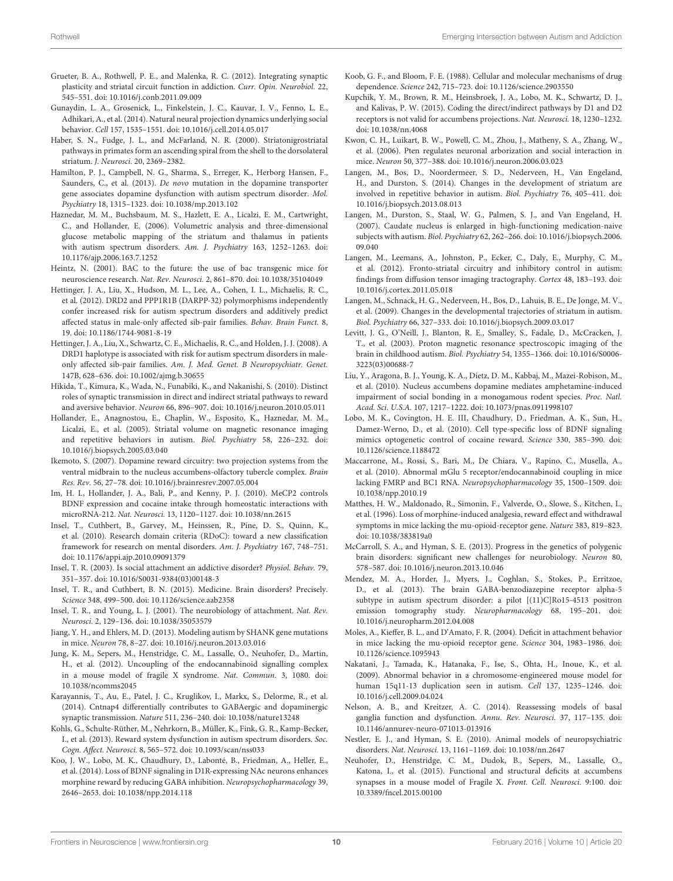Grueter, B. A., Rothwell, P. E., and Malenka, R. C. (2012). Integrating synaptic plasticity and striatal circuit function in addiction. *Curr. Opin. Neurobiol.* 22, 545–551. doi: 10.1016/j.conb.2011.09.009

Gunaydin, L. A., Grosenick, L., Finkelstein, J. C., Kauvar, I. V., Fenno, L. E., Adhikari, A., et al. (2014). Natural neural projection dynamics underlying social behavior. *Cell* 157, 1535–1551. doi: 10.1016/j.cell.2014.05.017

Haber, S. N., Fudge, J. L., and McFarland, N. R. (2000). Striatonigrostriatal pathways in primates form an ascending spiral from the shell to the dorsolateral striatum. *J. Neurosci.* 20, 2369–2382.

Hamilton, P. J., Campbell, N. G., Sharma, S., Erreger, K., Herborg Hansen, F., Saunders, C., et al. (2013). *De novo* mutation in the dopamine transporter gene associates dopamine dysfunction with autism spectrum disorder. *Mol. Psychiatry* 18, 1315–1323. doi: 10.1038/mp.2013.102

Haznedar, M. M., Buchsbaum, M. S., Hazlett, E. A., Licalzi, E. M., Cartwright, C., and Hollander, E. (2006). Volumetric analysis and three-dimensional glucose metabolic mapping of the striatum and thalamus in patients with autism spectrum disorders. *Am. J. Psychiatry* 163, 1252–1263. doi: 10.1176/ajp.2006.163.7.1252

Heintz, N. (2001). BAC to the future: the use of bac transgenic mice for neuroscience research. *Nat. Rev. Neurosci.* 2, 861–870. doi: 10.1038/35104049

Hettinger, J. A., Liu, X., Hudson, M. L., Lee, A., Cohen, I. L., Michaelis, R. C., et al. (2012). DRD2 and PPP1R1B (DARPP-32) polymorphisms independently confer increased risk for autism spectrum disorders and additively predict affected status in male-only affected sib-pair families. *Behav. Brain Funct.* 8, 19. doi: 10.1186/1744-9081-8-19

Hettinger, J. A., Liu, X., Schwartz, C. E., Michaelis, R. C., and Holden, J. J. (2008). A DRD1 haplotype is associated with risk for autism spectrum disorders in male-only affected sib-pair families. *Am. J. Med. Genet. B Neuropsychiatr. Genet.* 147B, 628–636. doi: 10.1002/ajmg.b.30655

Hikida, T., Kimura, K., Wada, N., Funabiki, K., and Nakanishi, S. (2010). Distinct roles of synaptic transmission in direct and indirect striatal pathways to reward and aversive behavior. *Neuron* 66, 896–907. doi: 10.1016/j.neuron.2010.05.011

Hollander, E., Anagnostou, E., Chaplin, W., Esposito, K., Haznedar, M. M., Licalzi, E., et al. (2005). Striatal volume on magnetic resonance imaging and repetitive behaviors in autism. *Biol. Psychiatry* 58, 226–232. doi: 10.1016/j.biopsych.2005.03.040

Ikemoto, S. (2007). Dopamine reward circuitry: two projection systems from the ventral midbrain to the nucleus accumbens-olfactory tubercle complex. *Brain Res. Rev.* 56, 27–78. doi: 10.1016/j.brainresrev.2007.05.004

Im, H. I., Hollander, J. A., Bali, P., and Kenny, P. J. (2010). MeCP2 controls BDNF expression and cocaine intake through homeostatic interactions with microRNA-212. *Nat. Neurosci.* 13, 1120–1127. doi: 10.1038/nn.2615

Insel, T., Cuthbert, B., Garvey, M., Heinssen, R., Pine, D. S., Quinn, K., et al. (2010). Research domain criteria (RDoC): toward a new classification framework for research on mental disorders. *Am. J. Psychiatry* 167, 748–751. doi: 10.1176/appi.ajp.2010.09091379

Insel, T. R. (2003). Is social attachment an addictive disorder? *Physiol. Behav.* 79, 351–357. doi: 10.1016/S0031-9384(03)00148-3

Insel, T. R., and Cuthbert, B. N. (2015). Medicine. Brain disorders? Precisely. *Science* 348, 499–500. doi: 10.1126/science.aab2358

Insel, T. R., and Young, L. J. (2001). The neurobiology of attachment. *Nat. Rev. Neurosci.* 2, 129–136. doi: 10.1038/35053579

Jiang, Y. H., and Ehlers, M. D. (2013). Modeling autism by SHANK gene mutations in mice. *Neuron* 78, 8–27. doi: 10.1016/j.neuron.2013.03.016

Jung, K. M., Sepers, M., Henstridge, C. M., Lassalle, O., Neuhofer, D., Martin, H., et al. (2012). Uncoupling of the endocannabinoid signalling complex in a mouse model of fragile X syndrome. *Nat. Commun.* 3, 1080. doi: 10.1038/ncomms2045

Karayannis, T., Au, E., Patel, J. C., Kruglikov, I., Markx, S., Delorme, R., et al. (2014). Cntnap4 differentially contributes to GABAergic and dopaminergic synaptic transmission. *Nature* 511, 236–240. doi: 10.1038/nature13248

Kohls, G., Schulte-Rüther, M., Nehrkorn, B., Müller, K., Fink, G. R., Kamp-Becker, I., et al. (2013). Reward system dysfunction in autism spectrum disorders. *Soc. Cogn. Affect. Neurosci.* 8, 565–572. doi: 10.1093/scan/nss033

Koo, J. W., Lobo, M. K., Chaudhury, D., Labonté, B., Friedman, A., Heller, E., et al. (2014). Loss of BDNF signaling in D1R-expressing NAc neurons enhances morphine reward by reducing GABA inhibition. *Neuropsychopharmacology* 39, 2646–2653. doi: 10.1038/npp.2014.118

Koob, G. F., and Bloom, F. E. (1988). Cellular and molecular mechanisms of drug dependence. *Science* 242, 715–723. doi: 10.1126/science.2903550

Kupchik, Y. M., Brown, R. M., Heinsbroek, J. A., Lobo, M. K., Schwartz, D. J., and Kalivas, P. W. (2015). Coding the direct/indirect pathways by D1 and D2 receptors is not valid for accumbens projections. *Nat. Neurosci.* 18, 1230–1232. doi: 10.1038/nn.4068

Kwon, C. H., Luikart, B. W., Powell, C. M., Zhou, J., Matheny, S. A., Zhang, W., et al. (2006). Pten regulates neuronal arborization and social interaction in mice. *Neuron* 50, 377–388. doi: 10.1016/j.neuron.2006.03.023

Langen, M., Bos, D., Noordermeer, S. D., Nederveen, H., Van Engeland, H., and Durston, S. (2014). Changes in the development of striatum are involved in repetitive behavior in autism. *Biol. Psychiatry* 76, 405–411. doi: 10.1016/j.biopsych.2013.08.013

Langen, M., Durston, S., Staal, W. G., Palmen, S. J., and Van Engeland, H. (2007). Caudate nucleus is enlarged in high-functioning medication-naive subjects with autism. *Biol. Psychiatry* 62, 262–266. doi: 10.1016/j.biopsych.2006.09.040

Langen, M., Leemans, A., Johnston, P., Ecker, C., Daly, E., Murphy, C. M., et al. (2012). Fronto-striatal circuitry and inhibitory control in autism: findings from diffusion tensor imaging tractography. *Cortex* 48, 183–193. doi: 10.1016/j.cortex.2011.05.018

Langen, M., Schnack, H. G., Nederveen, H., Bos, D., Lahuis, B. E., De Jonge, M. V., et al. (2009). Changes in the developmental trajectories of striatum in autism. *Biol. Psychiatry* 66, 327–333. doi: 10.1016/j.biopsych.2009.03.017

Levitt, J. G., O'Neill, J., Blanton, R. E., Smalley, S., Fadale, D., McCracken, J. T., et al. (2003). Proton magnetic resonance spectroscopic imaging of the brain in childhood autism. *Biol. Psychiatry* 54, 1355–1366. doi: 10.1016/S0006-3223(03)00688-7

Liu, Y., Aragona, B. J., Young, K. A., Dietz, D. M., Kabbaj, M., Mazei-Robison, M., et al. (2010). Nucleus accumbens dopamine mediates amphetamine-induced impairment of social bonding in a monogamous rodent species. *Proc. Natl. Acad. Sci. U.S.A.* 107, 1217–1222. doi: 10.1073/pnas.0911998107

Lobo, M. K., Covington, H. E. III, Chaudhury, D., Friedman, A. K., Sun, H., Damez-Werno, D., et al. (2010). Cell type-specific loss of BDNF signaling mimics optogenetic control of cocaine reward. *Science* 330, 385–390. doi: 10.1126/science.1188472

Maccarrone, M., Rossi, S., Bari, M., De Chiara, V., Rapino, C., Musella, A., et al. (2010). Abnormal mGlu 5 receptor/endocannabinoid coupling in mice lacking FMRP and BC1 RNA. *Neuropsychopharmacology* 35, 1500–1509. doi: 10.1038/npp.2010.19

Matthes, H. W., Maldonado, R., Simonin, F., Valverde, O., Slowe, S., Kitchen, I., et al. (1996). Loss of morphine-induced analgesia, reward effect and withdrawal symptoms in mice lacking the mu-opioid-receptor gene. *Nature* 383, 819–823. doi: 10.1038/383819a0

McCarroll, S. A., and Hyman, S. E. (2013). Progress in the genetics of polygenic brain disorders: significant new challenges for neurobiology. *Neuron* 80, 578–587. doi: 10.1016/j.neuron.2013.10.046

Mendez, M. A., Horder, J., Myers, J., Coghlan, S., Stokes, P., Erritzoe, D., et al. (2013). The brain GABA-benzodiazepine receptor alpha-5 subtype in autism spectrum disorder: a pilot [(11)C]Ro15-4513 positron emission tomography study. *Neuropharmacology* 68, 195–201. doi: 10.1016/j.neuropharm.2012.04.008

Moles, A., Kieffer, B. L., and D'Amato, F. R. (2004). Deficit in attachment behavior in mice lacking the mu-opioid receptor gene. *Science* 304, 1983–1986. doi: 10.1126/science.1095943

Nakatani, J., Tamada, K., Hatanaka, F., Ise, S., Ohta, H., Inoue, K., et al. (2009). Abnormal behavior in a chromosome-engineered mouse model for human 15q11-13 duplication seen in autism. *Cell* 137, 1235–1246. doi: 10.1016/j.cell.2009.04.024

Nelson, A. B., and Kreitzer, A. C. (2014). Reassessing models of basal ganglia function and dysfunction. *Annu. Rev. Neurosci.* 37, 117–135. doi: 10.1146/annurev-neuro-071013-013916

Nestler, E. J., and Hyman, S. E. (2010). Animal models of neuropsychiatric disorders. *Nat. Neurosci.* 13, 1161–1169. doi: 10.1038/nn.2647

Neuhofer, D., Henstridge, C. M., Dudok, B., Sepers, M., Lassalle, O., Katona, I., et al. (2015). Functional and structural deficits at accumbens synapses in a mouse model of Fragile X. *Front. Cell. Neurosci.* 9:100. doi: 10.3389/fncel.2015.00100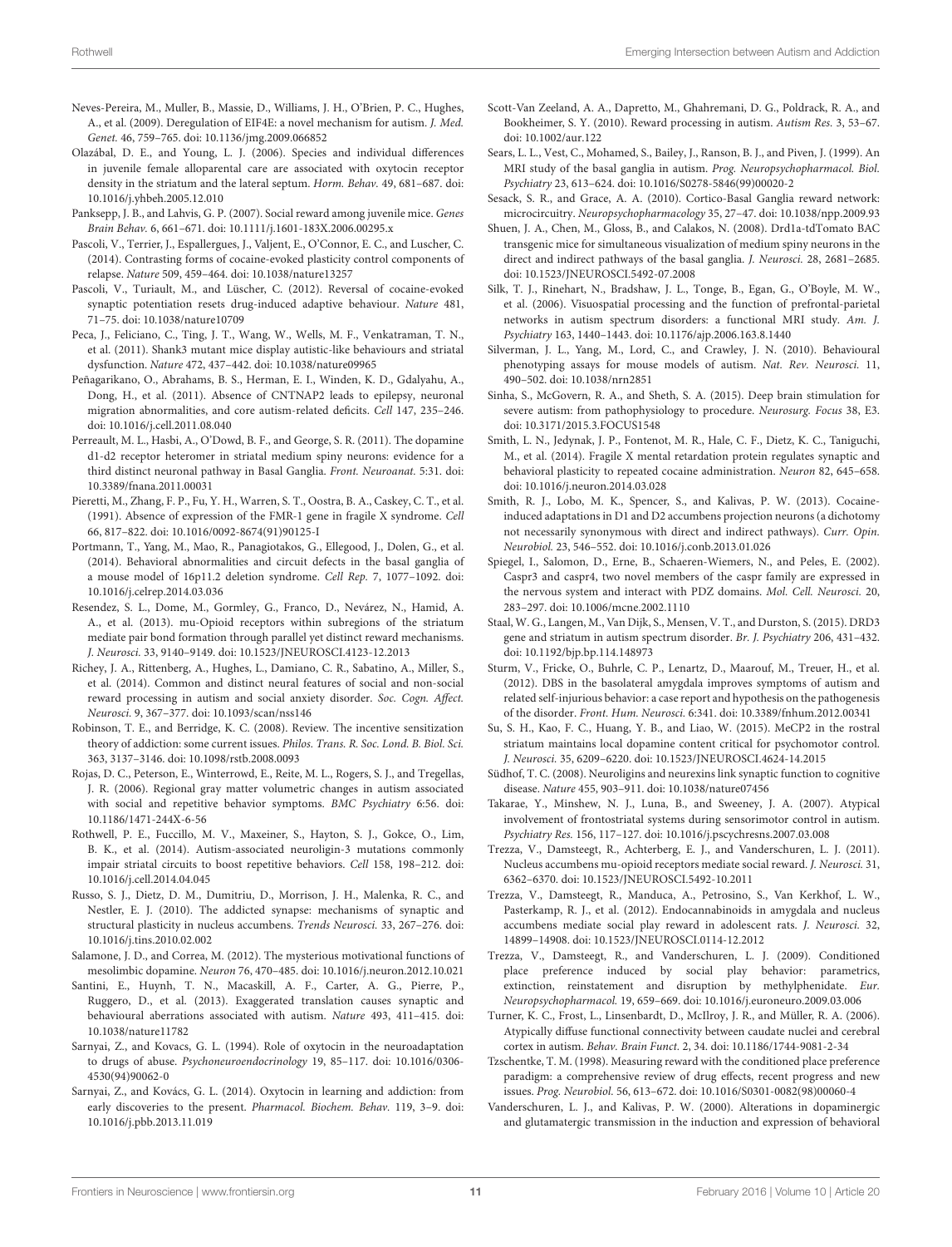Neves-Pereira, M., Muller, B., Massie, D., Williams, J. H., O'Brien, P. C., Hughes, A., et al. (2009). Deregulation of EIF4E: a novel mechanism for autism. *J. Med. Genet.* 46, 759–765. doi: 10.1136/jmg.2009.066852

Olazábal, D. E., and Young, L. J. (2006). Species and individual differences in juvenile female alloparental care are associated with oxytocin receptor density in the striatum and the lateral septum. *Horm. Behav.* 49, 681–687. doi: 10.1016/j.yhbeh.2005.12.010

Panksepp, J. B., and Lahvis, G. P. (2007). Social reward among juvenile mice. *Genes Brain Behav.* 6, 661–671. doi: 10.1111/j.1601-183X.2006.00295.x

Pascoli, V., Terrier, J., Espallergues, J., Valjent, E., O'Connor, E. C., and Luscher, C. (2014). Contrasting forms of cocaine-evoked plasticity control components of relapse. *Nature* 509, 459–464. doi: 10.1038/nature13257

Pascoli, V., Turiault, M., and Lüscher, C. (2012). Reversal of cocaine-evoked synaptic potentiation resets drug-induced adaptive behaviour. *Nature* 481, 71–75. doi: 10.1038/nature10709

Peca, J., Feliciano, C., Ting, J. T., Wang, W., Wells, M. F., Venkatraman, T. N., et al. (2011). Shank3 mutant mice display autistic-like behaviours and striatal dysfunction. *Nature* 472, 437–442. doi: 10.1038/nature09965

Peñagarikano, O., Abrahams, B. S., Herman, E. I., Winden, K. D., Gdalyahu, A., Dong, H., et al. (2011). Absence of CNTNAP2 leads to epilepsy, neuronal migration abnormalities, and core autism-related deficits. *Cell* 147, 235–246. doi: 10.1016/j.cell.2011.08.040

Perreault, M. L., Hasbi, A., O'Dowd, B. F., and George, S. R. (2011). The dopamine d1-d2 receptor heteromer in striatal medium spiny neurons: evidence for a third distinct neuronal pathway in Basal Ganglia. *Front. Neuroanat.* 5:31. doi: 10.3389/fnana.2011.00031

Pieretti, M., Zhang, F. P., Fu, Y. H., Warren, S. T., Oostra, B. A., Caskey, C. T., et al. (1991). Absence of expression of the FMR-1 gene in fragile X syndrome. *Cell* 66, 817–822. doi: 10.1016/0092-8674(91)90125-I

Portmann, T., Yang, M., Mao, R., Panagiotakos, G., Ellegood, J., Dolen, G., et al. (2014). Behavioral abnormalities and circuit defects in the basal ganglia of a mouse model of 16p11.2 deletion syndrome. *Cell Rep.* 7, 1077–1092. doi: 10.1016/j.celrep.2014.03.036

Resendez, S. L., Dome, M., Gormley, G., Franco, D., Nevárez, N., Hamid, A. A., et al. (2013). mu-Opioid receptors within subregions of the striatum mediate pair bond formation through parallel yet distinct reward mechanisms. *J. Neurosci.* 33, 9140–9149. doi: 10.1523/JNEUROSCI.4123-12.2013

Richey, J. A., Rittenberg, A., Hughes, L., Damiano, C. R., Sabatino, A., Miller, S., et al. (2014). Common and distinct neural features of social and non-social reward processing in autism and social anxiety disorder. *Soc. Cogn. Affect. Neurosci.* 9, 367–377. doi: 10.1093/scan/nss146

Robinson, T. E., and Berridge, K. C. (2008). Review. The incentive sensitization theory of addiction: some current issues. *Philos. Trans. R. Soc. Lond. B. Biol. Sci.* 363, 3137–3146. doi: 10.1098/rstb.2008.0093

Rojas, D. C., Peterson, E., Winterrowd, E., Reite, M. L., Rogers, S. J., and Tregellas, J. R. (2006). Regional gray matter volumetric changes in autism associated with social and repetitive behavior symptoms. *BMC Psychiatry* 6:56. doi: 10.1186/1471-244X-6-56

Rothwell, P. E., Fuccillo, M. V., Maxeiner, S., Hayton, S. J., Gokce, O., Lim, B. K., et al. (2014). Autism-associated neuroligin-3 mutations commonly impair striatal circuits to boost repetitive behaviors. *Cell* 158, 198–212. doi: 10.1016/j.cell.2014.04.045

Russo, S. J., Dietz, D. M., Dumitriu, D., Morrison, J. H., Malenka, R. C., and Nestler, E. J. (2010). The addicted synapse: mechanisms of synaptic and structural plasticity in nucleus accumbens. *Trends Neurosci.* 33, 267–276. doi: 10.1016/j.tins.2010.02.002

Salamone, J. D., and Correa, M. (2012). The mysterious motivational functions of mesolimbic dopamine. *Neuron* 76, 470–485. doi: 10.1016/j.neuron.2012.10.021

Santini, E., Huynh, T. N., Macaskill, A. F., Carter, A. G., Pierre, P., Ruggero, D., et al. (2013). Exaggerated translation causes synaptic and behavioural aberrations associated with autism. *Nature* 493, 411–415. doi: 10.1038/nature11782

Sarnyai, Z., and Kovacs, G. L. (1994). Role of oxytocin in the neuroadaptation to drugs of abuse. *Psychoneuroendocrinology* 19, 85–117. doi: 10.1016/0306-4530(94)90062-0

Sarnyai, Z., and Kovács, G. L. (2014). Oxytocin in learning and addiction: from early discoveries to the present. *Pharmacol. Biochem. Behav.* 119, 3–9. doi: 10.1016/j.pbb.2013.11.019

Scott-Van Zeeland, A. A., Dapretto, M., Ghahremani, D. G., Poldrack, R. A., and Bookheimer, S. Y. (2010). Reward processing in autism. *Autism Res.* 3, 53–67. doi: 10.1002/aur.122

Sears, L. L., Vest, C., Mohamed, S., Bailey, J., Ranson, B. J., and Piven, J. (1999). An MRI study of the basal ganglia in autism. *Prog. Neuropsychopharmacol. Biol. Psychiatry* 23, 613–624. doi: 10.1016/S0278-5846(99)00020-2

Sesack, S. R., and Grace, A. A. (2010). Cortico-Basal Ganglia reward network: microcircuitry. *Neuropsychopharmacology* 35, 27–47. doi: 10.1038/npp.2009.93

Shuen, J. A., Chen, M., Gloss, B., and Calakos, N. (2008). Drd1a-tdTomato BAC transgenic mice for simultaneous visualization of medium spiny neurons in the direct and indirect pathways of the basal ganglia. *J. Neurosci.* 28, 2681–2685. doi: 10.1523/JNEUROSCI.5492-07.2008

Silk, T. J., Rinehart, N., Bradshaw, J. L., Tonge, B., Egan, G., O'Boyle, M. W., et al. (2006). Visuospatial processing and the function of prefrontal-parietal networks in autism spectrum disorders: a functional MRI study. *Am. J. Psychiatry* 163, 1440–1443. doi: 10.1176/ajp.2006.163.8.1440

Silverman, J. L., Yang, M., Lord, C., and Crawley, J. N. (2010). Behavioural phenotyping assays for mouse models of autism. *Nat. Rev. Neurosci.* 11, 490–502. doi: 10.1038/nrn2851

Sinha, S., McGovern, R. A., and Sheth, S. A. (2015). Deep brain stimulation for severe autism: from pathophysiology to procedure. *Neurosurg. Focus* 38, E3. doi: 10.3171/2015.3.FOCUS1548

Smith, L. N., Jedynak, J. P., Fontenot, M. R., Hale, C. F., Dietz, K. C., Taniguchi, M., et al. (2014). Fragile X mental retardation protein regulates synaptic and behavioral plasticity to repeated cocaine administration. *Neuron* 82, 645–658. doi: 10.1016/j.neuron.2014.03.028

Smith, R. J., Lobo, M. K., Spencer, S., and Kalivas, P. W. (2013). Cocaine-induced adaptations in D1 and D2 accumbens projection neurons (a dichotomy not necessarily synonymous with direct and indirect pathways). *Curr. Opin. Neurobiol.* 23, 546–552. doi: 10.1016/j.conb.2013.01.026

Spiegel, I., Salomon, D., Erne, B., Schaeren-Wiemers, N., and Peles, E. (2002). Caspr3 and caspr4, two novel members of the caspr family are expressed in the nervous system and interact with PDZ domains. *Mol. Cell. Neurosci.* 20, 283–297. doi: 10.1006/mcne.2002.1110

Staal, W. G., Langen, M., Van Dijk, S., Mensen, V. T., and Durston, S. (2015). DRD3 gene and striatum in autism spectrum disorder. *Br. J. Psychiatry* 206, 431–432. doi: 10.1192/bjp.bp.114.148973

Sturm, V., Fricke, O., Buhrle, C. P., Lenartz, D., Maarouf, M., Treuer, H., et al. (2012). DBS in the basolateral amygdala improves symptoms of autism and related self-injurious behavior: a case report and hypothesis on the pathogenesis of the disorder. *Front. Hum. Neurosci.* 6:341. doi: 10.3389/fnhum.2012.00341

Su, S. H., Kao, F. C., Huang, Y. B., and Liao, W. (2015). MeCP2 in the rostral striatum maintains local dopamine content critical for psychomotor control. *J. Neurosci.* 35, 6209–6220. doi: 10.1523/JNEUROSCI.4624-14.2015

Südhof, T. C. (2008). Neuroligins and neurexins link synaptic function to cognitive disease. *Nature* 455, 903–911. doi: 10.1038/nature07456

Takarae, Y., Minshew, N. J., Luna, B., and Sweeney, J. A. (2007). Atypical involvement of frontostriatal systems during sensorimotor control in autism. *Psychiatry Res.* 156, 117–127. doi: 10.1016/j.pscychresns.2007.03.008

Trezza, V., Damsteegt, R., Achterberg, E. J., and Vanderschuren, L. J. (2011). Nucleus accumbens mu-opioid receptors mediate social reward. *J. Neurosci.* 31, 6362–6370. doi: 10.1523/JNEUROSCI.5492-10.2011

Trezza, V., Damsteegt, R., Manduca, A., Petrosino, S., Van Kerkhof, L. W., Pasterkamp, R. J., et al. (2012). Endocannabinoids in amygdala and nucleus accumbens mediate social play reward in adolescent rats. *J. Neurosci.* 32, 14899–14908. doi: 10.1523/JNEUROSCI.0114-12.2012

Trezza, V., Damsteegt, R., and Vanderschuren, L. J. (2009). Conditioned place preference induced by social play behavior: parametrics, extinction, reinstatement and disruption by methylphenidate. *Eur. Neuropsychopharmacol.* 19, 659–669. doi: 10.1016/j.euroneuro.2009.03.006

Turner, K. C., Frost, L., Linsenbardt, D., McIlroy, J. R., and Müller, R. A. (2006). Atypically diffuse functional connectivity between caudate nuclei and cerebral cortex in autism. *Behav. Brain Funct.* 2, 34. doi: 10.1186/1744-9081-2-34

Tzschentke, T. M. (1998). Measuring reward with the conditioned place preference paradigm: a comprehensive review of drug effects, recent progress and new issues. *Prog. Neurobiol.* 56, 613–672. doi: 10.1016/S0301-0082(98)00060-4

Vanderschuren, L. J., and Kalivas, P. W. (2000). Alterations in dopaminergic and glutamatergic transmission in the induction and expression of behavioral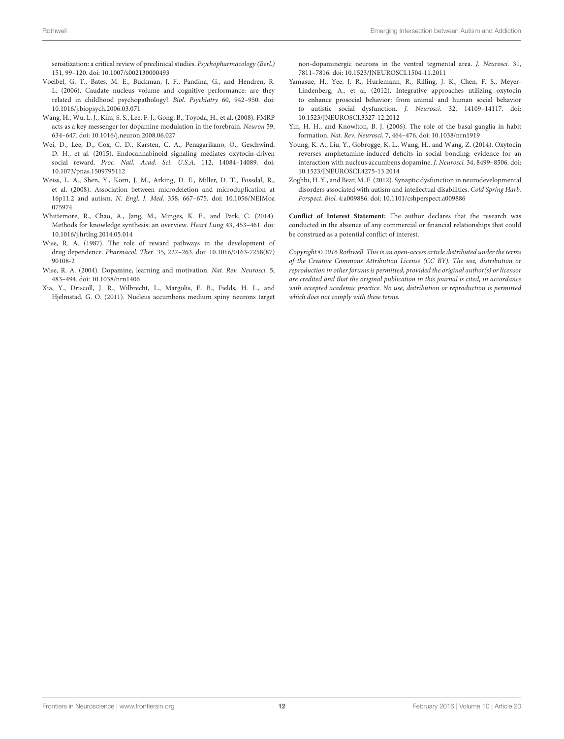sensitization: a critical review of preclinical studies. *Psychopharmacology (Berl.)* 151, 99–120. doi: 10.1007/s002130000493

Voelbel, G. T., Bates, M. E., Buckman, J. F., Pandina, G., and Hendren, R. L. (2006). Caudate nucleus volume and cognitive performance: are they related in childhood psychopathology? *Biol. Psychiatry* 60, 942–950. doi: 10.1016/j.biopsych.2006.03.071

Wang, H., Wu, L. J., Kim, S. S., Lee, F. J., Gong, B., Toyoda, H., et al. (2008). FMRP acts as a key messenger for dopamine modulation in the forebrain. *Neuron* 59, 634–647. doi: 10.1016/j.neuron.2008.06.027

Wei, D., Lee, D., Cox, C. D., Karsten, C. A., Penagarikano, O., Geschwind, D. H., et al. (2015). Endocannabinoid signaling mediates oxytocin-driven social reward. *Proc. Natl. Acad. Sci. U.S.A.* 112, 14084–14089. doi: 10.1073/pnas.1509795112

Weiss, L. A., Shen, Y., Korn, J. M., Arking, D. E., Miller, D. T., Fossdal, R., et al. (2008). Association between microdeletion and microduplication at 16p11.2 and autism. *N. Engl. J. Med.* 358, 667–675. doi: 10.1056/NEJMoa075974

Whittemore, R., Chao, A., Jang, M., Minges, K. E., and Park, C. (2014). Methods for knowledge synthesis: an overview. *Heart Lung* 43, 453–461. doi: 10.1016/j.hrtlng.2014.05.014

Wise, R. A. (1987). The role of reward pathways in the development of drug dependence. *Pharmacol. Ther.* 35, 227–263. doi: 10.1016/0163-7258(87)90108-2

Wise, R. A. (2004). Dopamine, learning and motivation. *Nat. Rev. Neurosci.* 5, 483–494. doi: 10.1038/nrn1406

Xia, Y., Driscoll, J. R., Wilbrecht, L., Margolis, E. B., Fields, H. L., and Hjelmstad, G. O. (2011). Nucleus accumbens medium spiny neurons target non-dopaminergic neurons in the ventral tegmental area. *J. Neurosci.* 31, 7811–7816. doi: 10.1523/JNEUROSCI.1504-11.2011

Yamasue, H., Yee, J. R., Hurlemann, R., Rilling, J. K., Chen, F. S., Meyer-Lindenberg, A., et al. (2012). Integrative approaches utilizing oxytocin to enhance prosocial behavior: from animal and human social behavior to autistic social dysfunction. *J. Neurosci.* 32, 14109–14117. doi: 10.1523/JNEUROSCI.3327-12.2012

Yin, H. H., and Knowlton, B. J. (2006). The role of the basal ganglia in habit formation. *Nat. Rev. Neurosci.* 7, 464–476. doi: 10.1038/nrn1919

Young, K. A., Liu, Y., Gobrogge, K. L., Wang, H., and Wang, Z. (2014). Oxytocin reverses amphetamine-induced deficits in social bonding: evidence for an interaction with nucleus accumbens dopamine. *J. Neurosci.* 34, 8499–8506. doi: 10.1523/JNEUROSCI.4275-13.2014

Zoghbi, H. Y., and Bear, M. F. (2012). Synaptic dysfunction in neurodevelopmental disorders associated with autism and intellectual disabilities. *Cold Spring Harb. Perspect. Biol.* 4:a009886. doi: 10.1101/cshperspect.a009886

**Conflict of Interest Statement:** The author declares that the research was conducted in the absence of any commercial or financial relationships that could be construed as a potential conflict of interest.

*Copyright © 2016 Rothwell. This is an open-access article distributed under the terms of the Creative Commons Attribution License (CC BY). The use, distribution or reproduction in other forums is permitted, provided the original author(s) or licensor are credited and that the original publication in this journal is cited, in accordance with accepted academic practice. No use, distribution or reproduction is permitted which does not comply with these terms.*